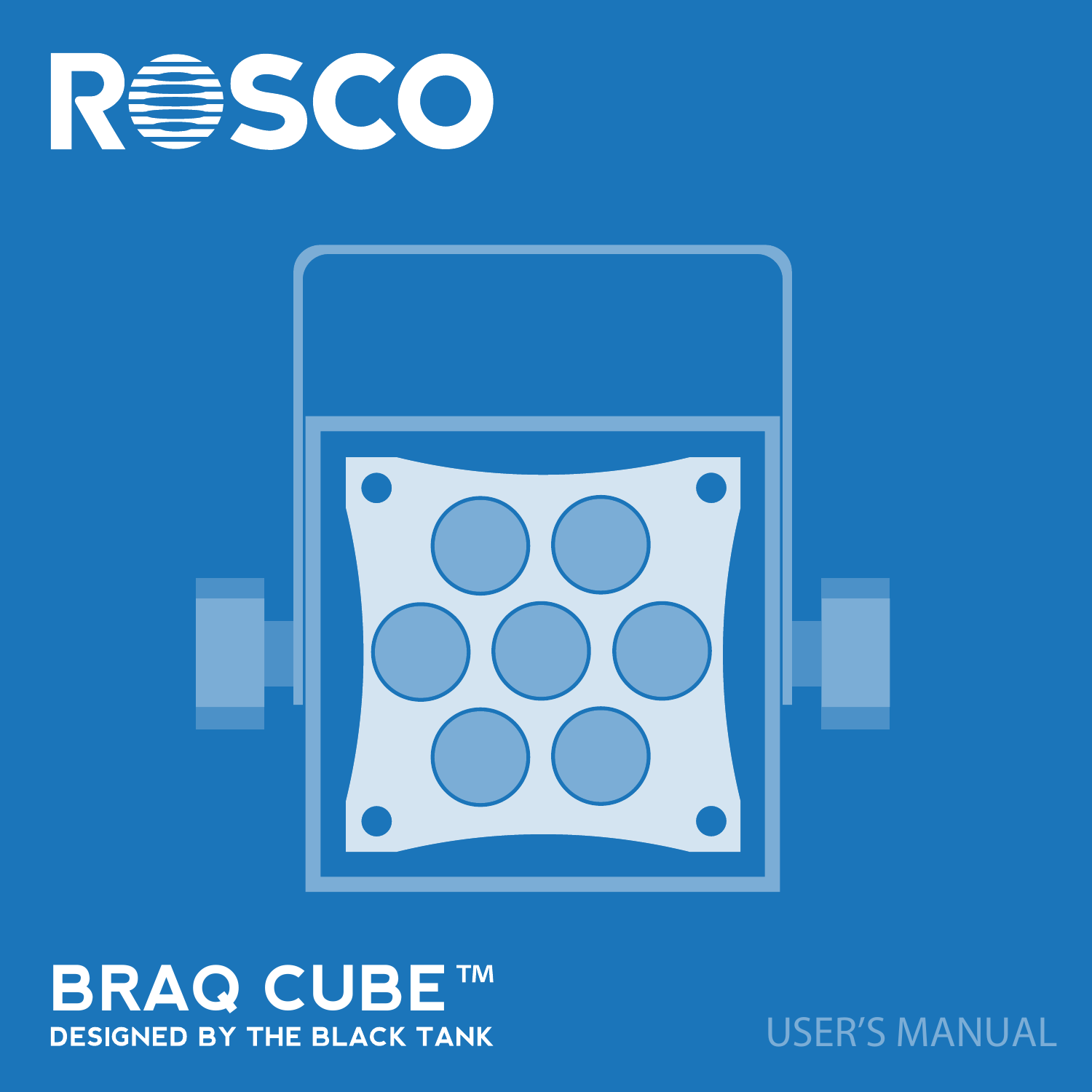# ROSCO

# BRAQ CUBE™

**DESIGNED BY THE BLACK TANK**

USER'S MANUAL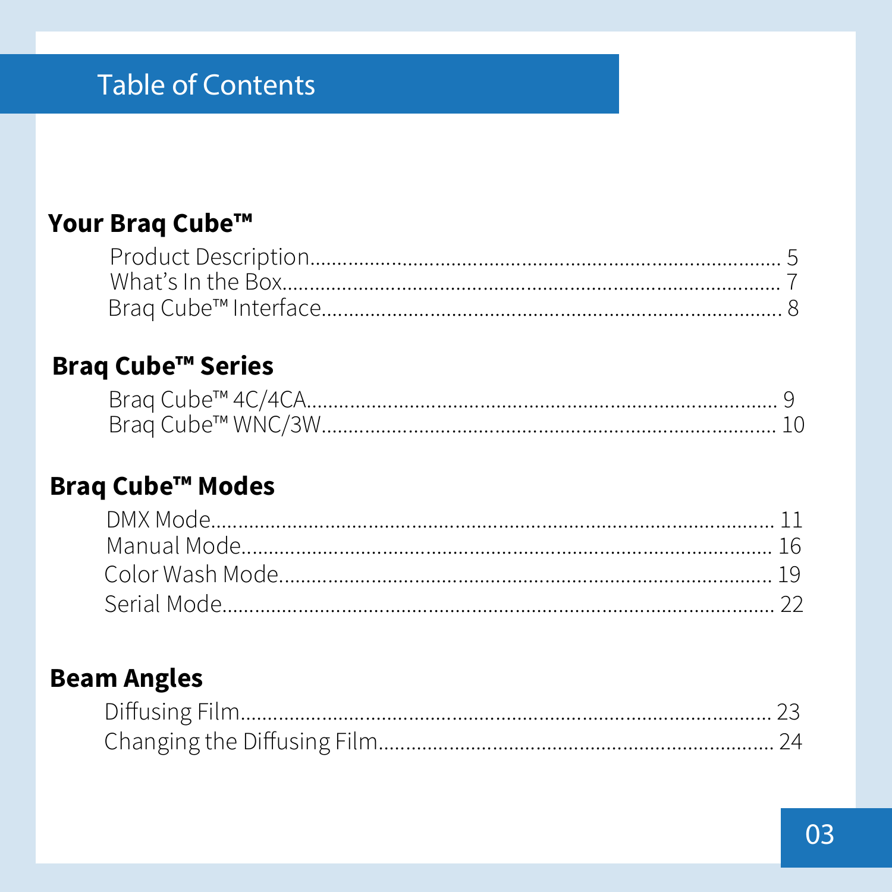# Table of Contents

## Your Braq Cube™

Product Description.......................................................................... 5
What's In the Box.............................................................................. 7
Braq Cube™ Interface......................................................................... 8

## Braq Cube™ Series

Braq Cube™ 4C/4CA........................................................................ 9
Braq Cube™ WNC/3W....................................................................... 10

## Braq Cube™ Modes

DMX Mode.......................................................................................... 11
Manual Mode...................................................................................... 16
Color Wash Mode............................................................................... 19
Serial Mode......................................................................................... 22

## Beam Angles

Diffusing Film..................................................................................... 23
Changing the Diffusing Film.............................................................. 24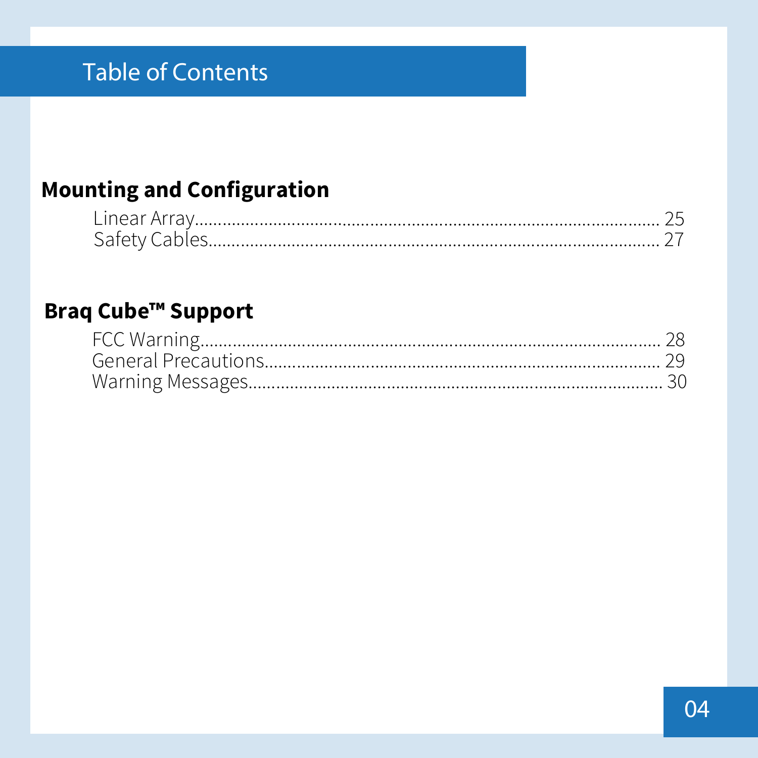# Table of Contents

## Mounting and Configuration

Linear Array........................................................................................ 25
Safety Cables....................................................................................... 27

## Braq Cube™ Support

FCC Warning........................................................................................ 28
General Precautions........................................................................... 29
Warning Messages.............................................................................. 30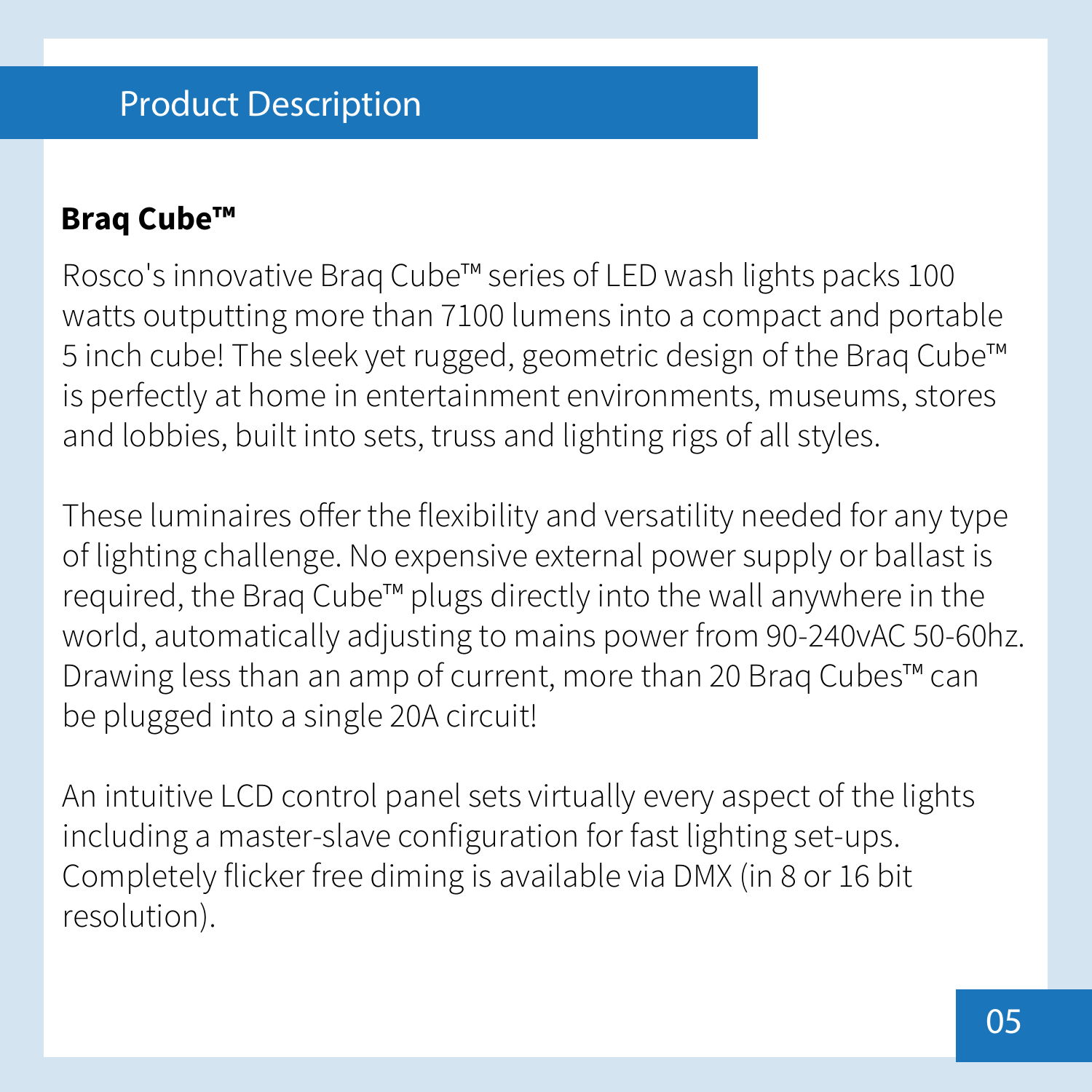# Product Description

## Braq Cube™

Rosco's innovative Braq Cube™ series of LED wash lights packs 100 watts outputting more than 7100 lumens into a compact and portable 5 inch cube! The sleek yet rugged, geometric design of the Braq Cube™ is perfectly at home in entertainment environments, museums, stores and lobbies, built into sets, truss and lighting rigs of all styles.

These luminaires offer the flexibility and versatility needed for any type of lighting challenge. No expensive external power supply or ballast is required, the Braq Cube™ plugs directly into the wall anywhere in the world, automatically adjusting to mains power from 90-240vAC 50-60hz. Drawing less than an amp of current, more than 20 Braq Cubes™ can be plugged into a single 20A circuit!

An intuitive LCD control panel sets virtually every aspect of the lights including a master-slave configuration for fast lighting set-ups. Completely flicker free diming is available via DMX (in 8 or 16 bit resolution).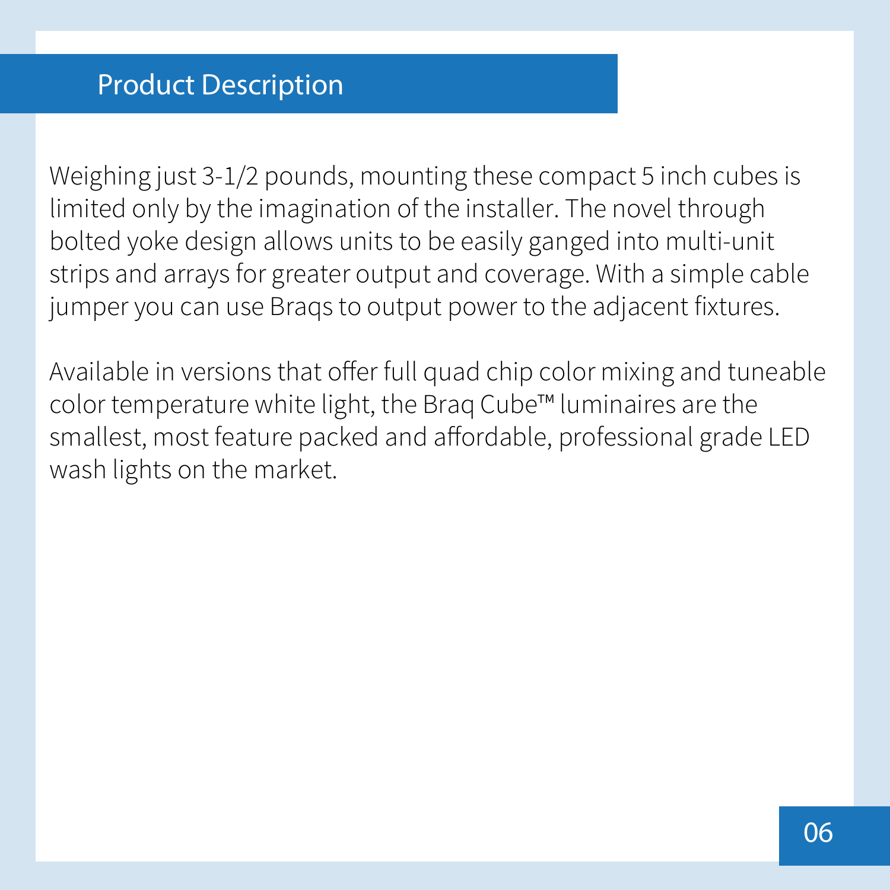## Product Description

Weighing just 3-1/2 pounds, mounting these compact 5 inch cubes is limited only by the imagination of the installer. The novel through bolted yoke design allows units to be easily ganged into multi-unit strips and arrays for greater output and coverage. With a simple cable jumper you can use Braqs to output power to the adjacent fixtures.

Available in versions that offer full quad chip color mixing and tuneable color temperature white light, the Braq Cube™ luminaires are the smallest, most feature packed and affordable, professional grade LED wash lights on the market.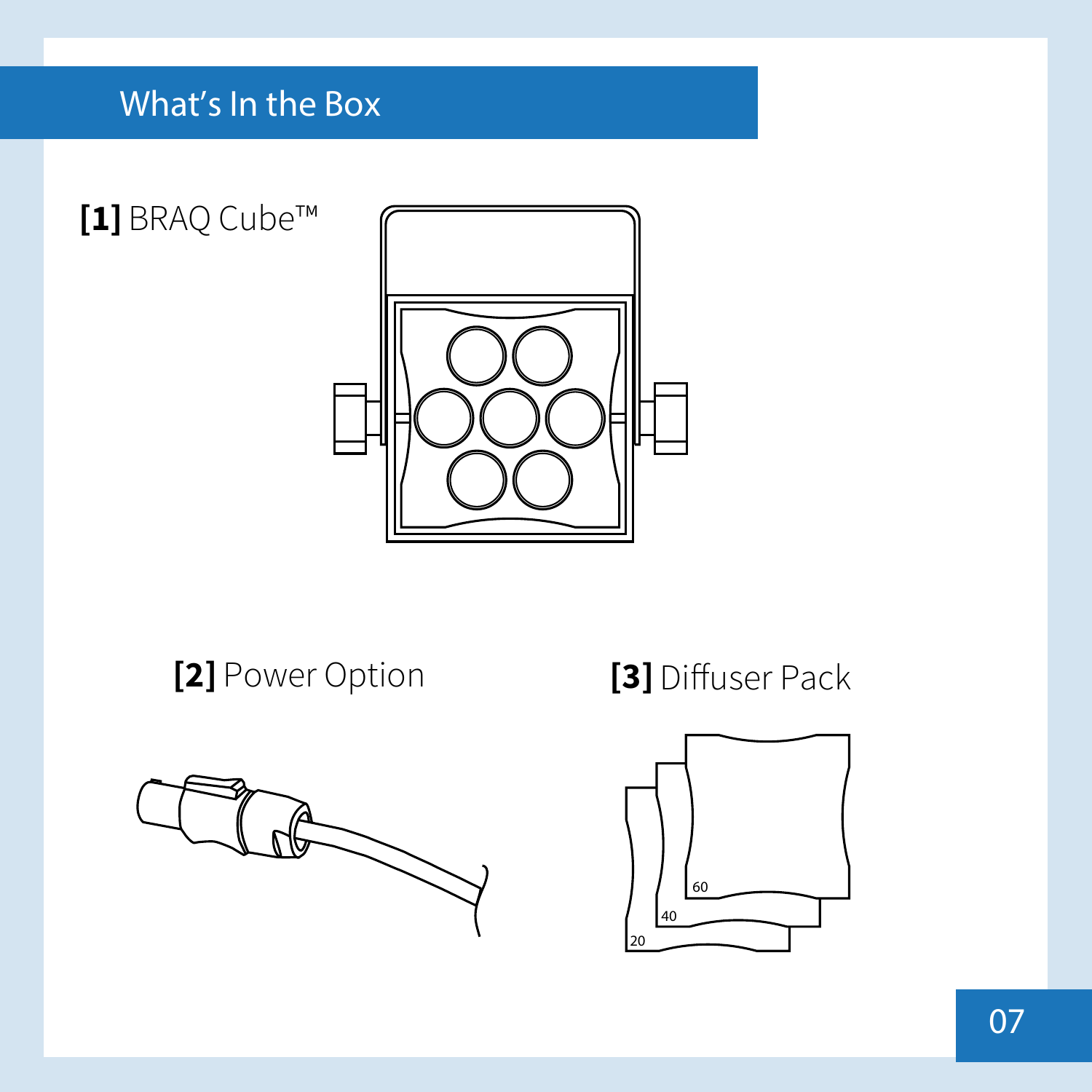# What's In the Box

**[1]** BRAQ Cube™

**[2]** Power Option

**[3]** Diffuser Pack

60

40

20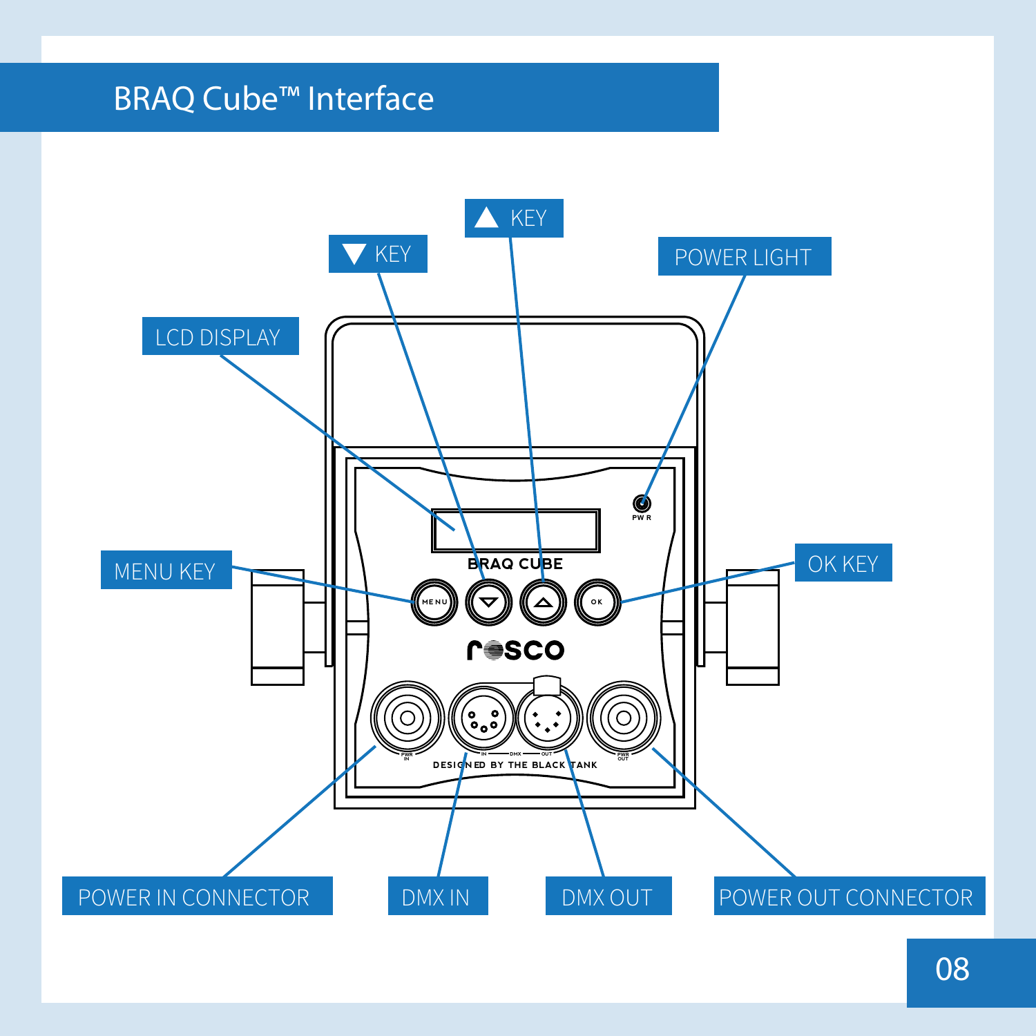# BRAQ Cube™ Interface

▼ KEY

▲ KEY

POWER LIGHT

LCD DISPLAY

MENU KEY

OK KEY

POWER IN CONNECTOR

DMX IN

DMX OUT

POWER OUT CONNECTOR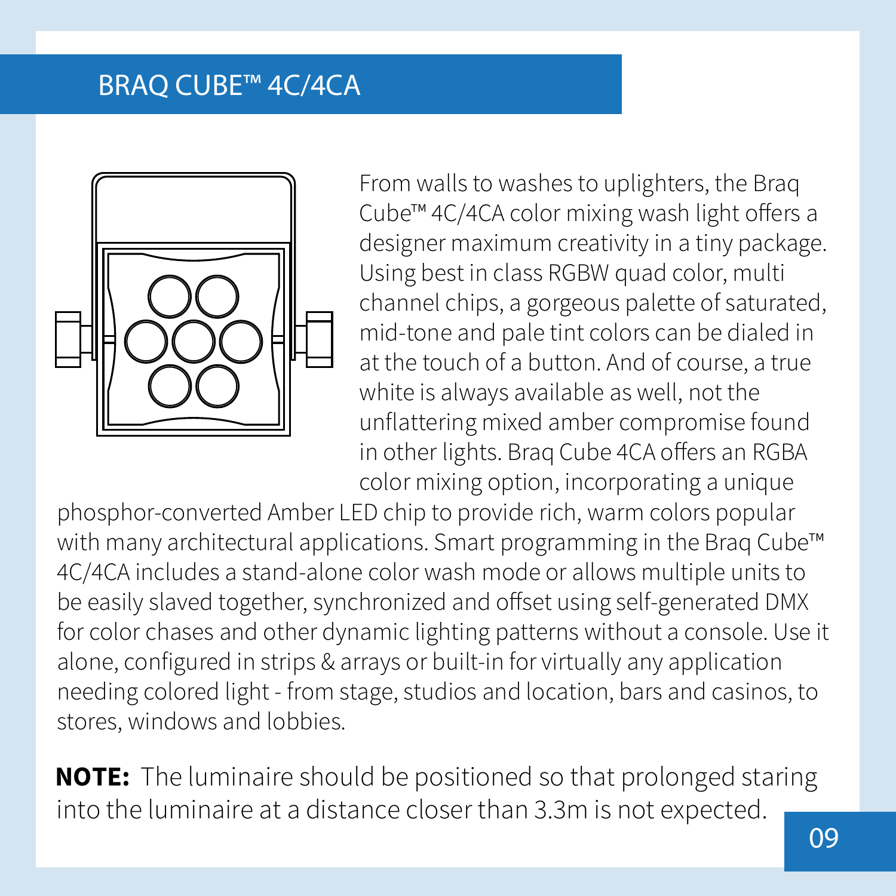# BRAQ CUBE™ 4C/4CA

From walls to washes to uplighters, the Braq Cube™ 4C/4CA color mixing wash light offers a designer maximum creativity in a tiny package. Using best in class RGBW quad color, multi channel chips, a gorgeous palette of saturated, mid-tone and pale tint colors can be dialed in at the touch of a button. And of course, a true white is always available as well, not the unflattering mixed amber compromise found in other lights. Braq Cube 4CA offers an RGBA color mixing option, incorporating a unique phosphor-converted Amber LED chip to provide rich, warm colors popular with many architectural applications. Smart programming in the Braq Cube™ 4C/4CA includes a stand-alone color wash mode or allows multiple units to be easily slaved together, synchronized and offset using self-generated DMX for color chases and other dynamic lighting patterns without a console. Use it alone, configured in strips & arrays or built-in for virtually any application needing colored light - from stage, studios and location, bars and casinos, to stores, windows and lobbies.

**NOTE:** The luminaire should be positioned so that prolonged staring into the luminaire at a distance closer than 3.3m is not expected.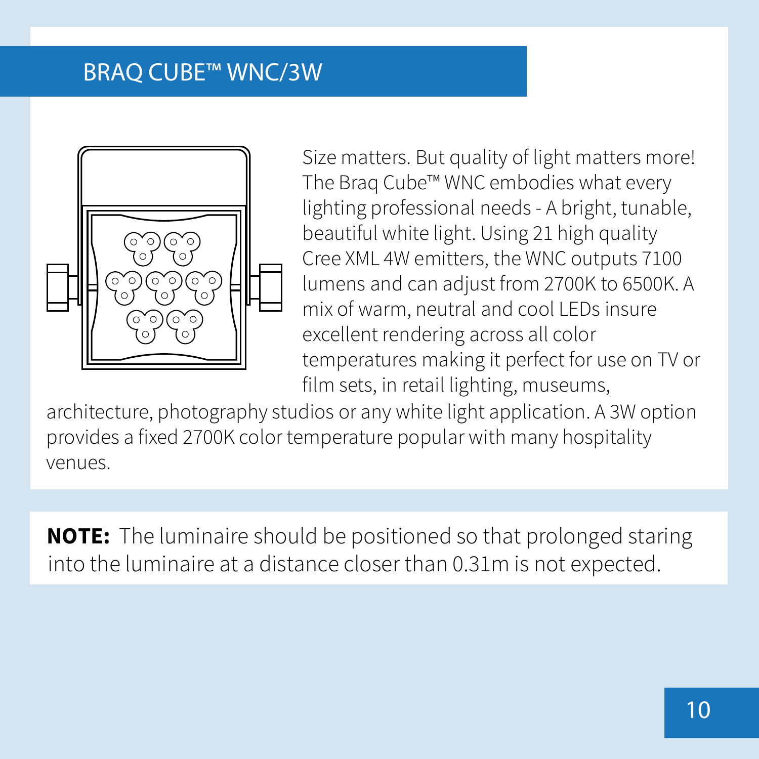# BRAQ CUBE™ WNC/3W

Size matters. But quality of light matters more! The Braq Cube™ WNC embodies what every lighting professional needs - A bright, tunable, beautiful white light. Using 21 high quality Cree XML 4W emitters, the WNC outputs 7100 lumens and can adjust from 2700K to 6500K. A mix of warm, neutral and cool LEDs insure excellent rendering across all color temperatures making it perfect for use on TV or film sets, in retail lighting, museums, architecture, photography studios or any white light application. A 3W option provides a fixed 2700K color temperature popular with many hospitality venues.

**NOTE:** The luminaire should be positioned so that prolonged staring into the luminaire at a distance closer than 0.31m is not expected.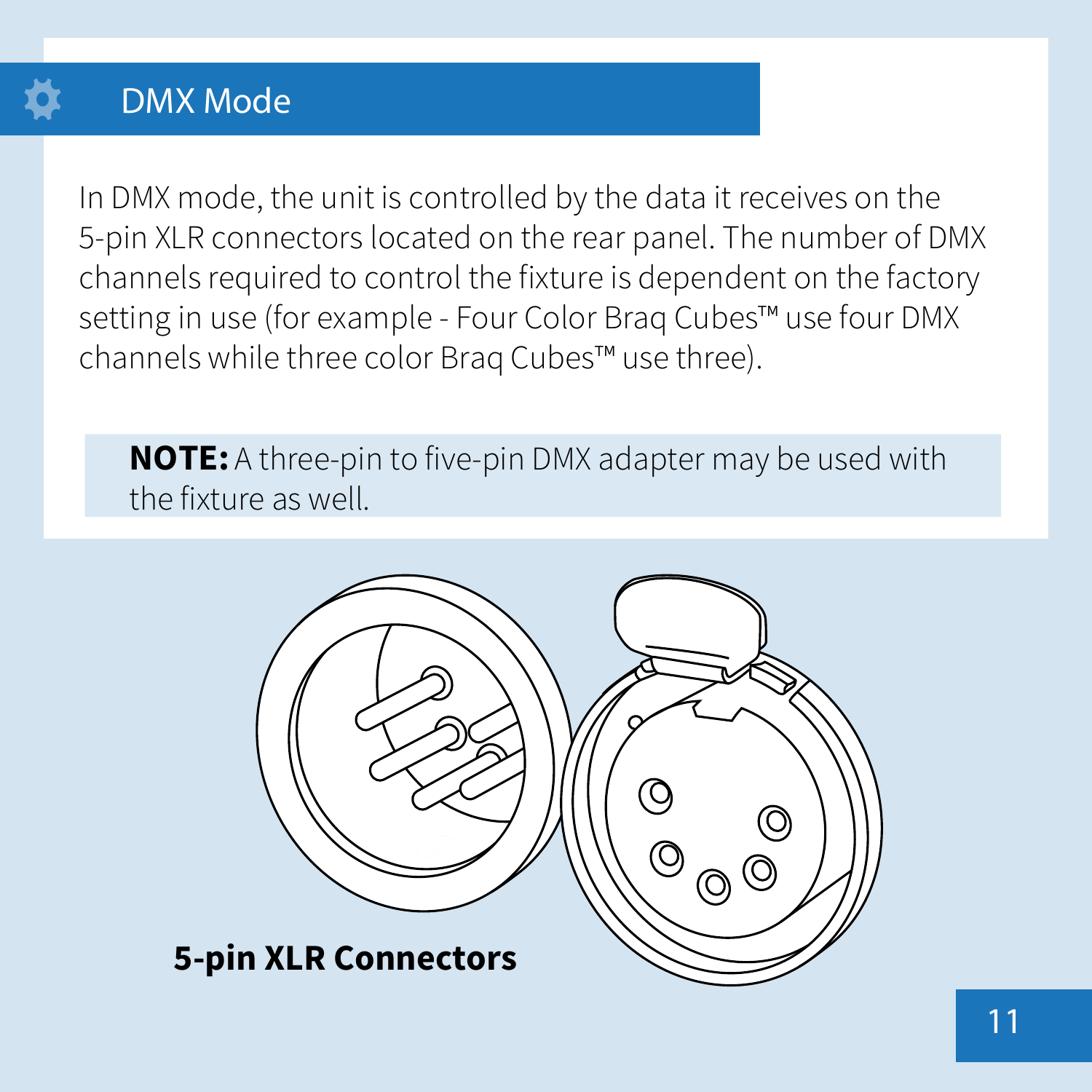## DMX Mode

In DMX mode, the unit is controlled by the data it receives on the 5-pin XLR connectors located on the rear panel. The number of DMX channels required to control the fixture is dependent on the factory setting in use (for example - Four Color Braq Cubes™ use four DMX channels while three color Braq Cubes™ use three).

**NOTE:** A three-pin to five-pin DMX adapter may be used with the fixture as well.

**5-pin XLR Connectors**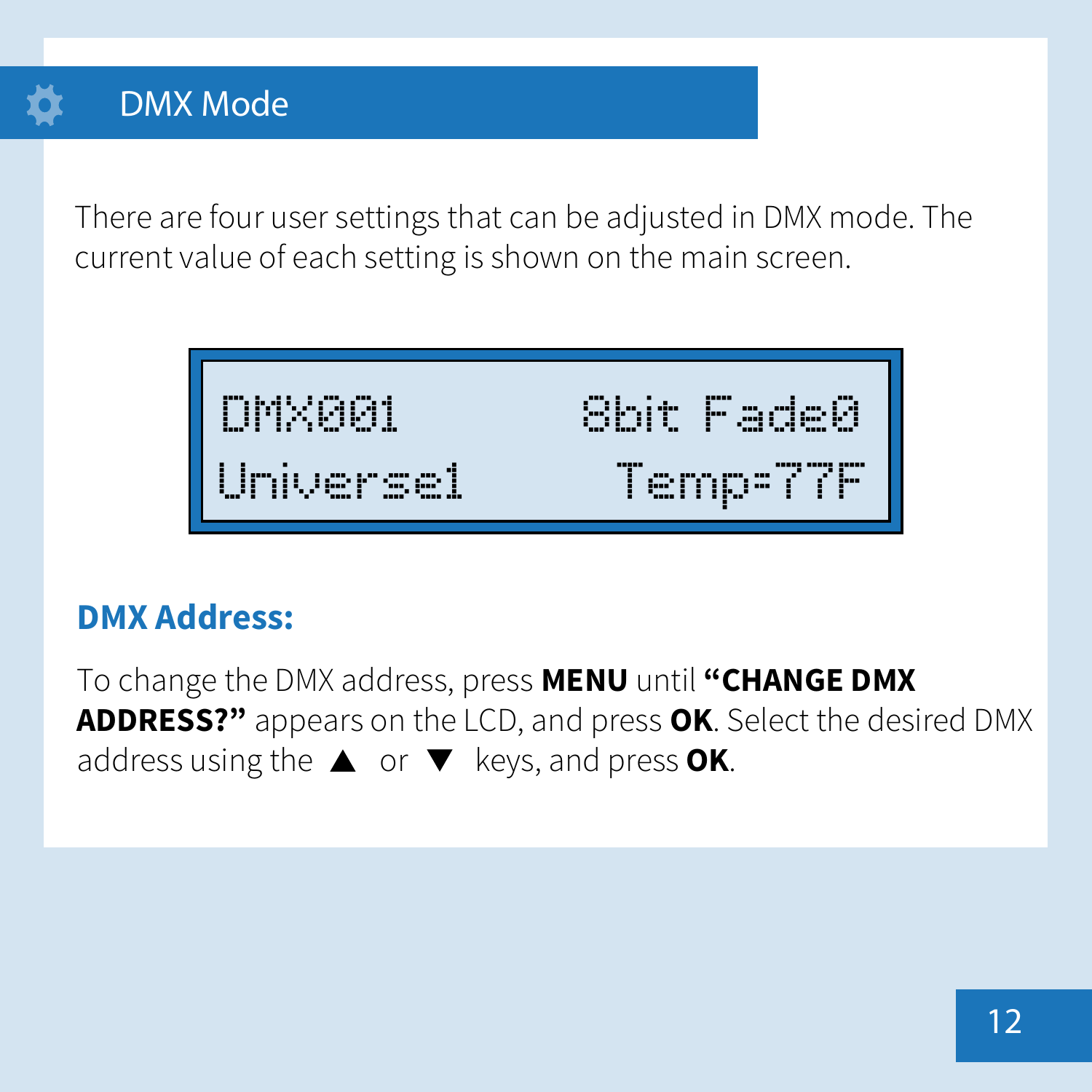# DMX Mode

There are four user settings that can be adjusted in DMX mode. The current value of each setting is shown on the main screen.

```
DMX001        8bit Fade0
Universe1      Temp=77F
```

## DMX Address:

To change the DMX address, press **MENU** until **"CHANGE DMX ADDRESS?"** appears on the LCD, and press **OK**. Select the desired DMX address using the ▲ or ▼ keys, and press **OK**.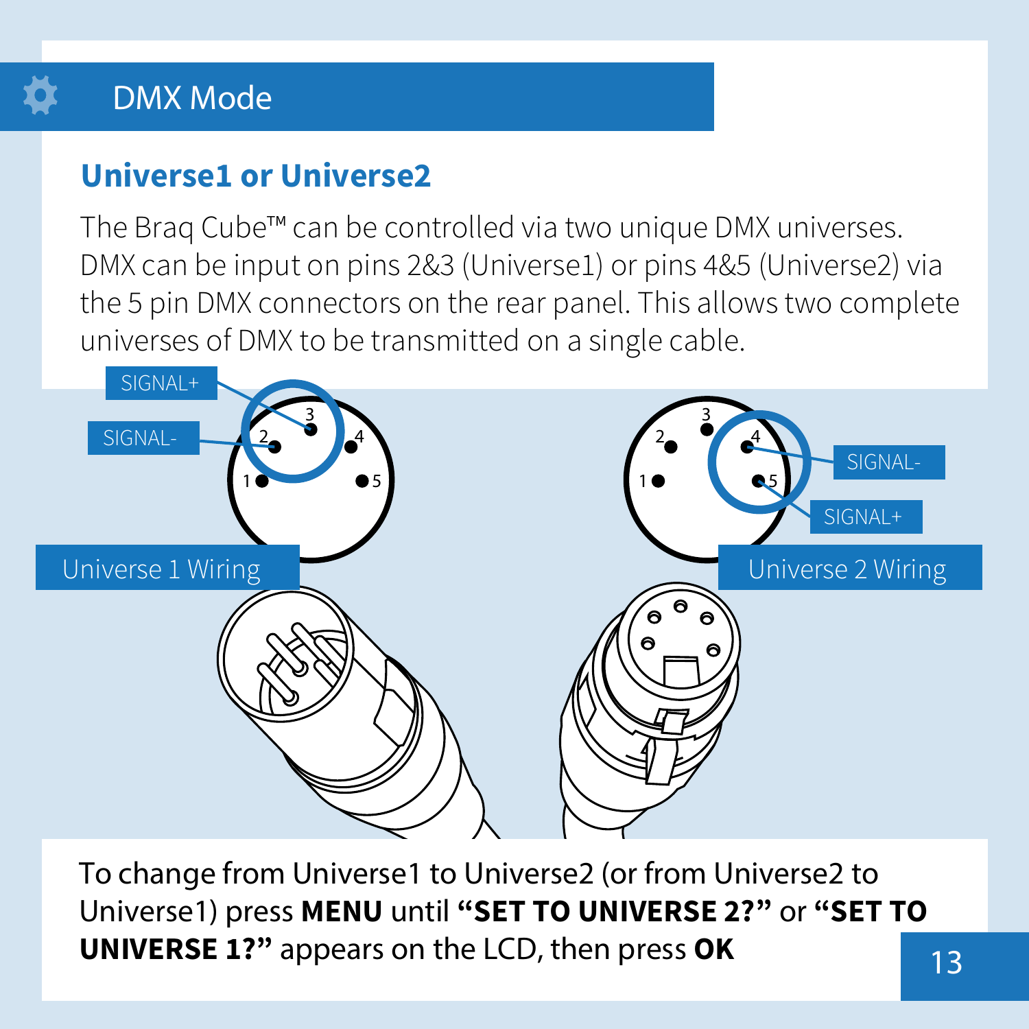# DMX Mode

## Universe1 or Universe2

The Braq Cube™ can be controlled via two unique DMX universes. DMX can be input on pins 2&3 (Universe1) or pins 4&5 (Universe2) via the 5 pin DMX connectors on the rear panel. This allows two complete universes of DMX to be transmitted on a single cable.

SIGNAL+

SIGNAL-

Universe 1 Wiring

SIGNAL-

SIGNAL+

Universe 2 Wiring

To change from Universe1 to Universe2 (or from Universe2 to Universe1) press **MENU** until **"SET TO UNIVERSE 2?"** or **"SET TO UNIVERSE 1?"** appears on the LCD, then press **OK**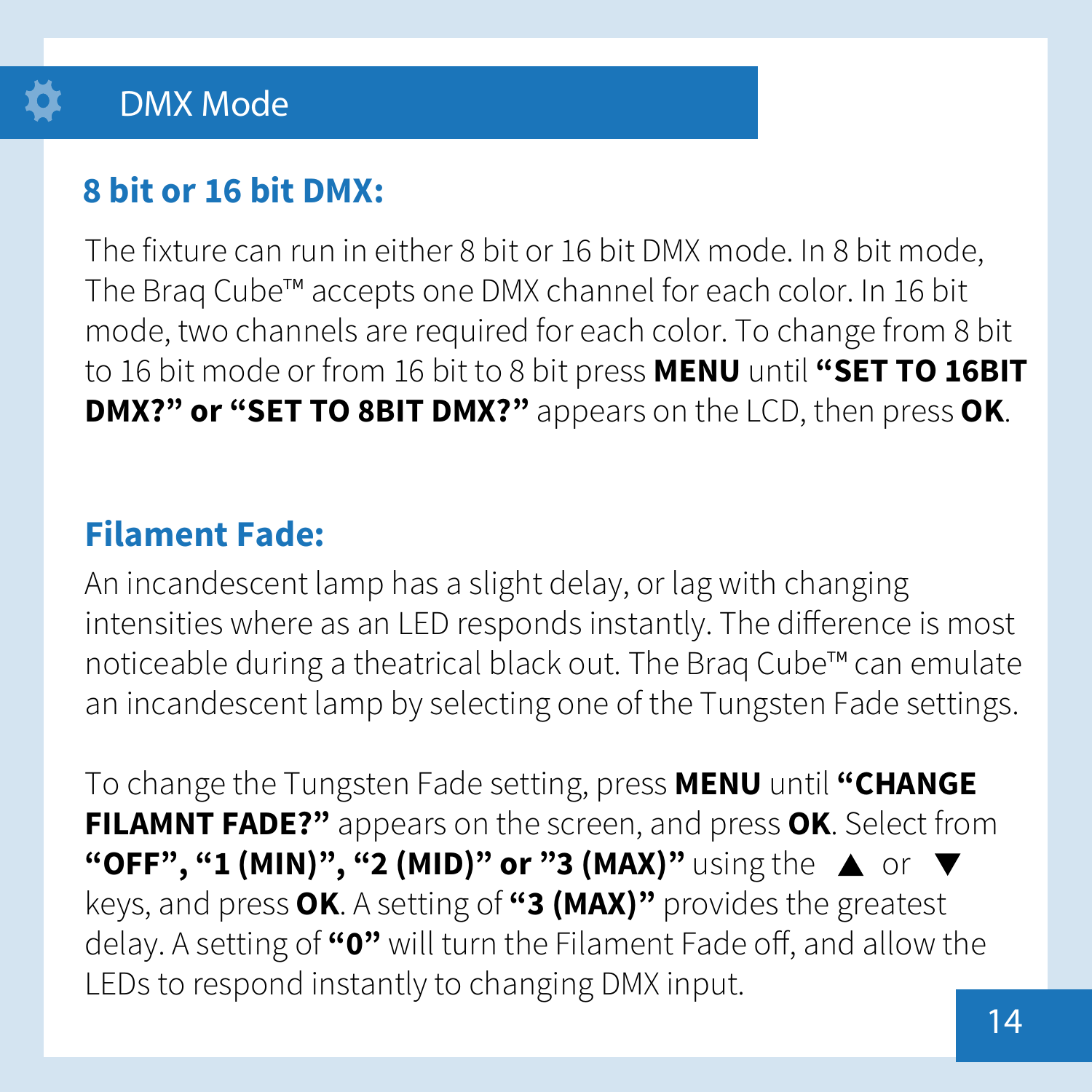# DMX Mode

## 8 bit or 16 bit DMX:

The fixture can run in either 8 bit or 16 bit DMX mode. In 8 bit mode, The Braq Cube™ accepts one DMX channel for each color. In 16 bit mode, two channels are required for each color. To change from 8 bit to 16 bit mode or from 16 bit to 8 bit press **MENU** until **“SET TO 16BIT DMX?” or “SET TO 8BIT DMX?”** appears on the LCD, then press **OK**.

## Filament Fade:

An incandescent lamp has a slight delay, or lag with changing intensities where as an LED responds instantly. The difference is most noticeable during a theatrical black out. The Braq Cube™ can emulate an incandescent lamp by selecting one of the Tungsten Fade settings.

To change the Tungsten Fade setting, press **MENU** until **“CHANGE FILAMNT FADE?”** appears on the screen, and press **OK**. Select from **“OFF”, “1 (MIN)”, “2 (MID)” or ”3 (MAX)”** using the ▲ or ▼ keys, and press **OK**. A setting of **“3 (MAX)”** provides the greatest delay. A setting of **“0”** will turn the Filament Fade off, and allow the LEDs to respond instantly to changing DMX input.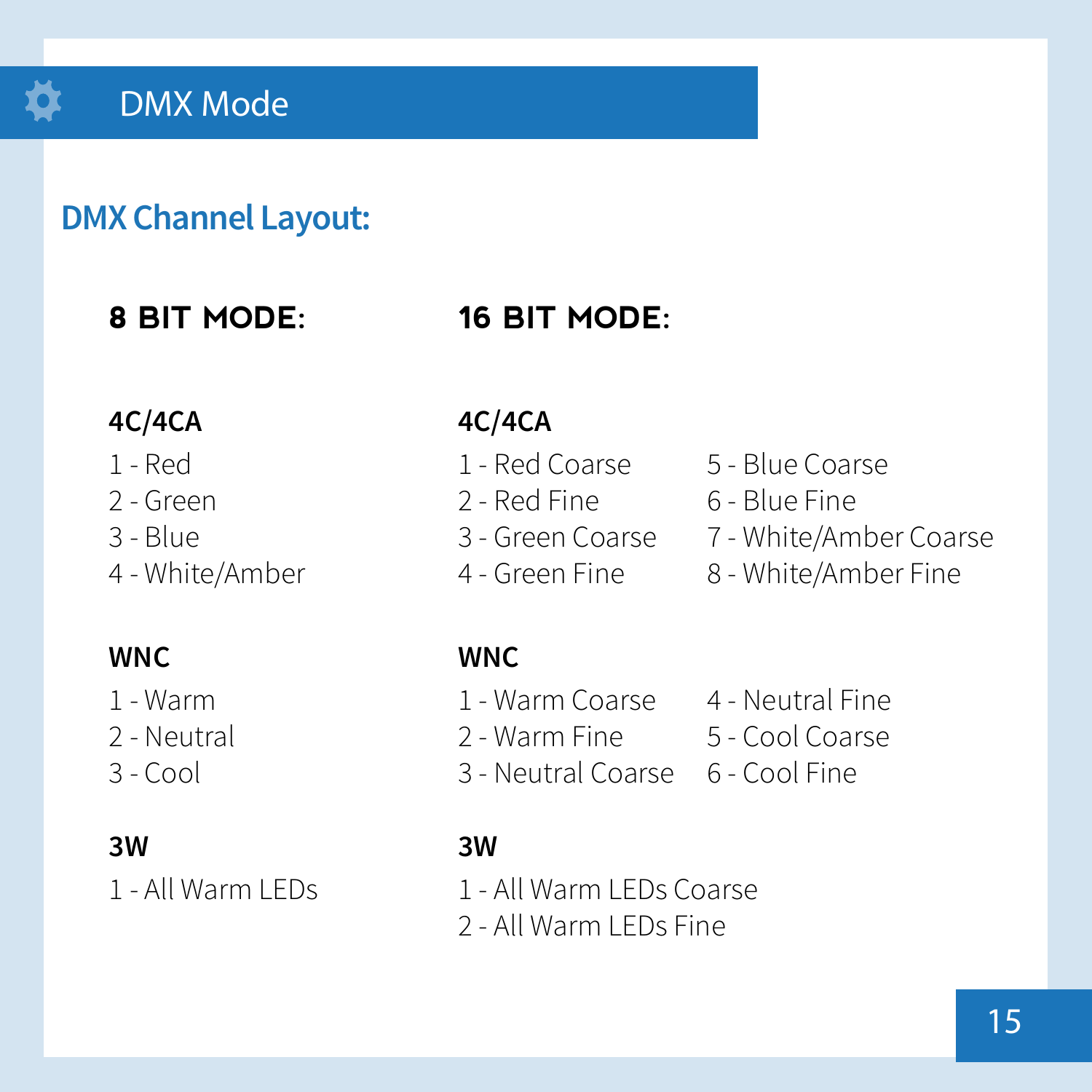# DMX Mode

## DMX Channel Layout:

### 8 BIT MODE:

**4C/4CA**

1 - Red
2 - Green
3 - Blue
4 - White/Amber

**WNC**

1 - Warm
2 - Neutral
3 - Cool

**3W**

1 - All Warm LEDs

### 16 BIT MODE:

**4C/4CA**

1 - Red Coarse
2 - Red Fine
3 - Green Coarse
4 - Green Fine
5 - Blue Coarse
6 - Blue Fine
7 - White/Amber Coarse
8 - White/Amber Fine

**WNC**

1 - Warm Coarse
2 - Warm Fine
3 - Neutral Coarse
4 - Neutral Fine
5 - Cool Coarse
6 - Cool Fine

**3W**

1 - All Warm LEDs Coarse
2 - All Warm LEDs Fine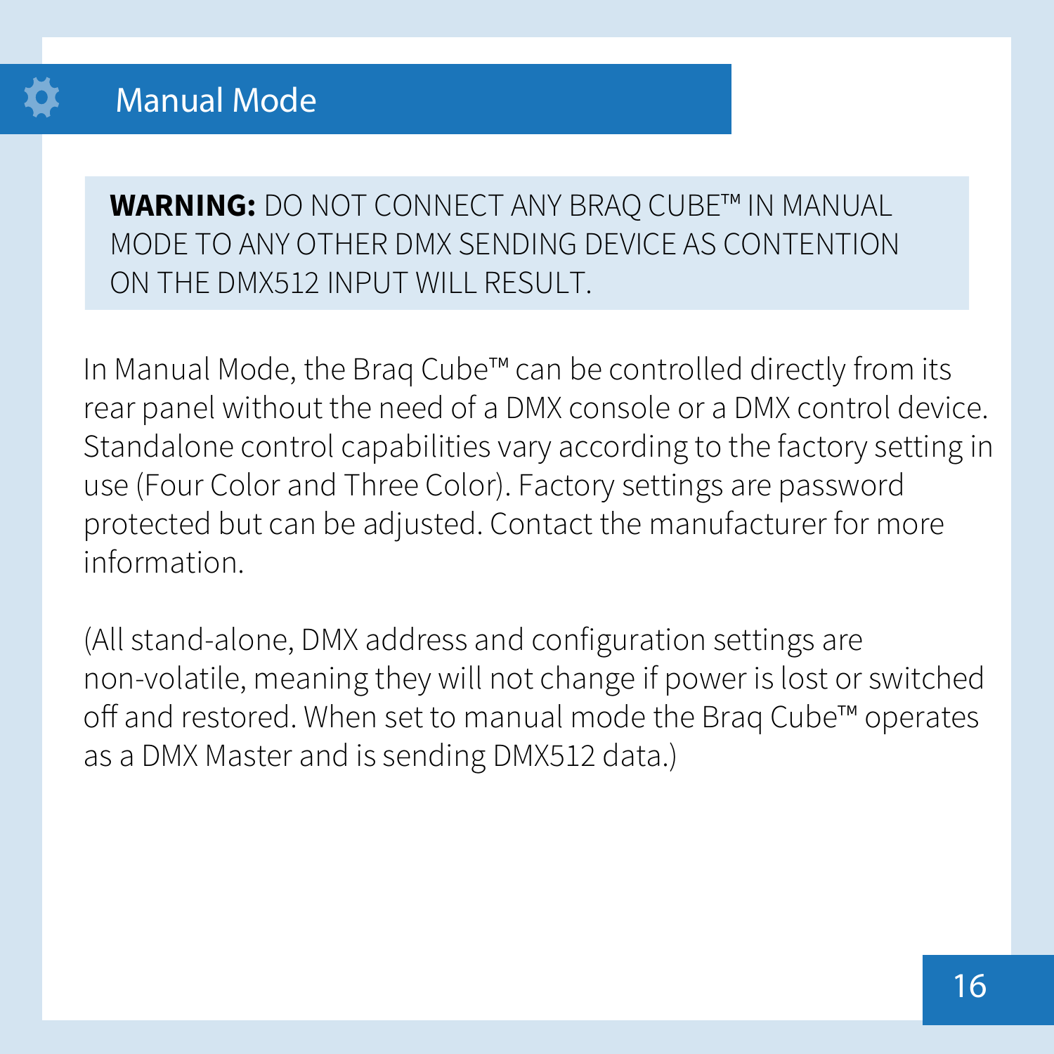# Manual Mode

**WARNING:** DO NOT CONNECT ANY BRAQ CUBE™ IN MANUAL MODE TO ANY OTHER DMX SENDING DEVICE AS CONTENTION ON THE DMX512 INPUT WILL RESULT.

In Manual Mode, the Braq Cube™ can be controlled directly from its rear panel without the need of a DMX console or a DMX control device. Standalone control capabilities vary according to the factory setting in use (Four Color and Three Color). Factory settings are password protected but can be adjusted. Contact the manufacturer for more information.

(All stand-alone, DMX address and configuration settings are non-volatile, meaning they will not change if power is lost or switched off and restored. When set to manual mode the Braq Cube™ operates as a DMX Master and is sending DMX512 data.)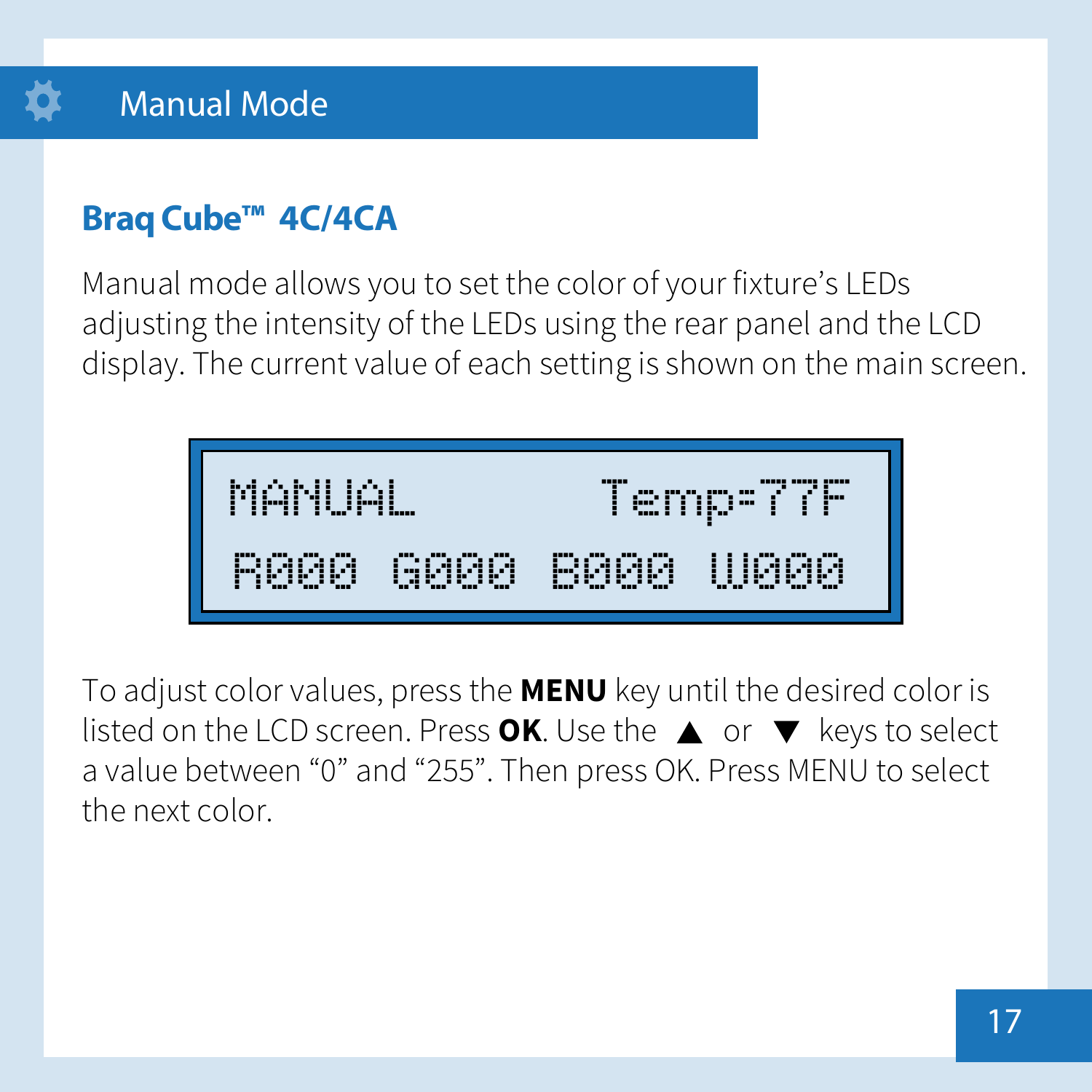# Manual Mode

## Braq Cube™ 4C/4CA

Manual mode allows you to set the color of your fixture's LEDs adjusting the intensity of the LEDs using the rear panel and the LCD display. The current value of each setting is shown on the main screen.

```
MANUAL          Temp=77F
R000 G000 B000 W000
```

To adjust color values, press the **MENU** key until the desired color is listed on the LCD screen. Press **OK**. Use the ▲ or ▼ keys to select a value between "0" and "255". Then press OK. Press MENU to select the next color.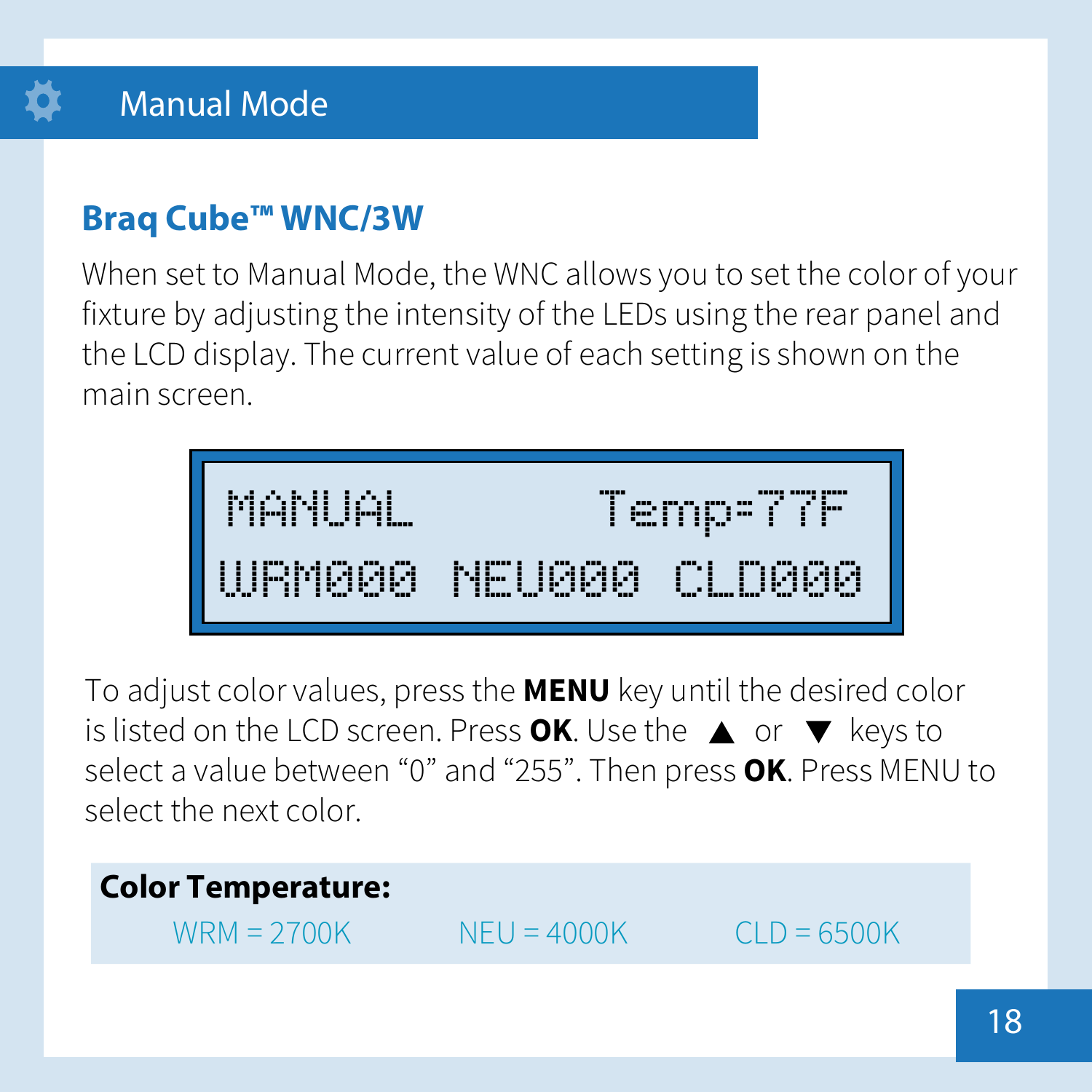# Manual Mode

## Braq Cube™ WNC/3W

When set to Manual Mode, the WNC allows you to set the color of your fixture by adjusting the intensity of the LEDs using the rear panel and the LCD display. The current value of each setting is shown on the main screen.

```
MANUAL          Temp=77F
WRM000  NEU000  CLD000
```

To adjust color values, press the **MENU** key until the desired color is listed on the LCD screen. Press **OK**. Use the ▲ or ▼ keys to select a value between “0” and “255”. Then press **OK**. Press MENU to select the next color.

**Color Temperature:**

WRM = 2700K     NEU = 4000K     CLD = 6500K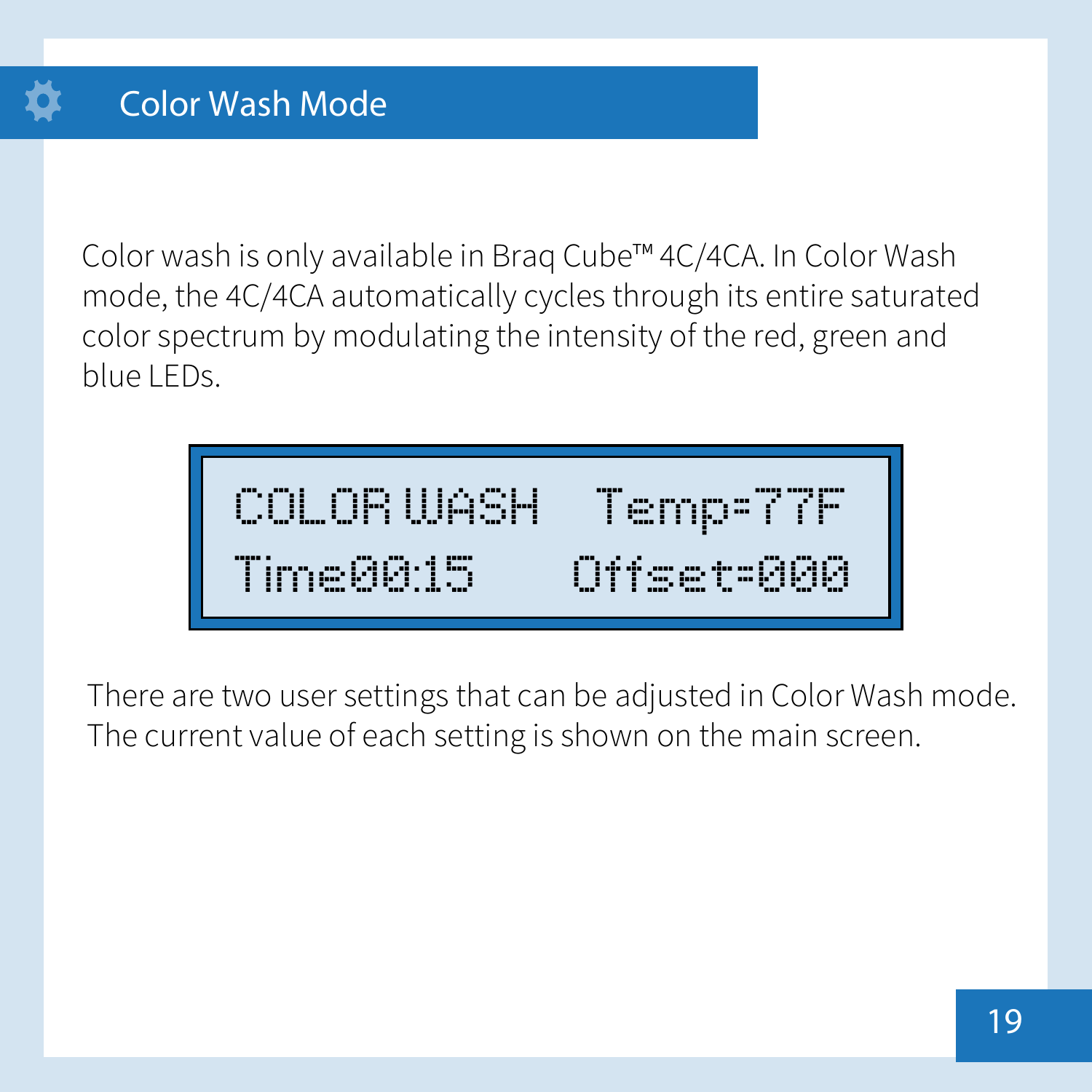# Color Wash Mode

Color wash is only available in Braq Cube™ 4C/4CA. In Color Wash mode, the 4C/4CA automatically cycles through its entire saturated color spectrum by modulating the intensity of the red, green and blue LEDs.

```
COLOR WASH   Temp=77F
Time00:15    Offset=000
```

There are two user settings that can be adjusted in Color Wash mode. The current value of each setting is shown on the main screen.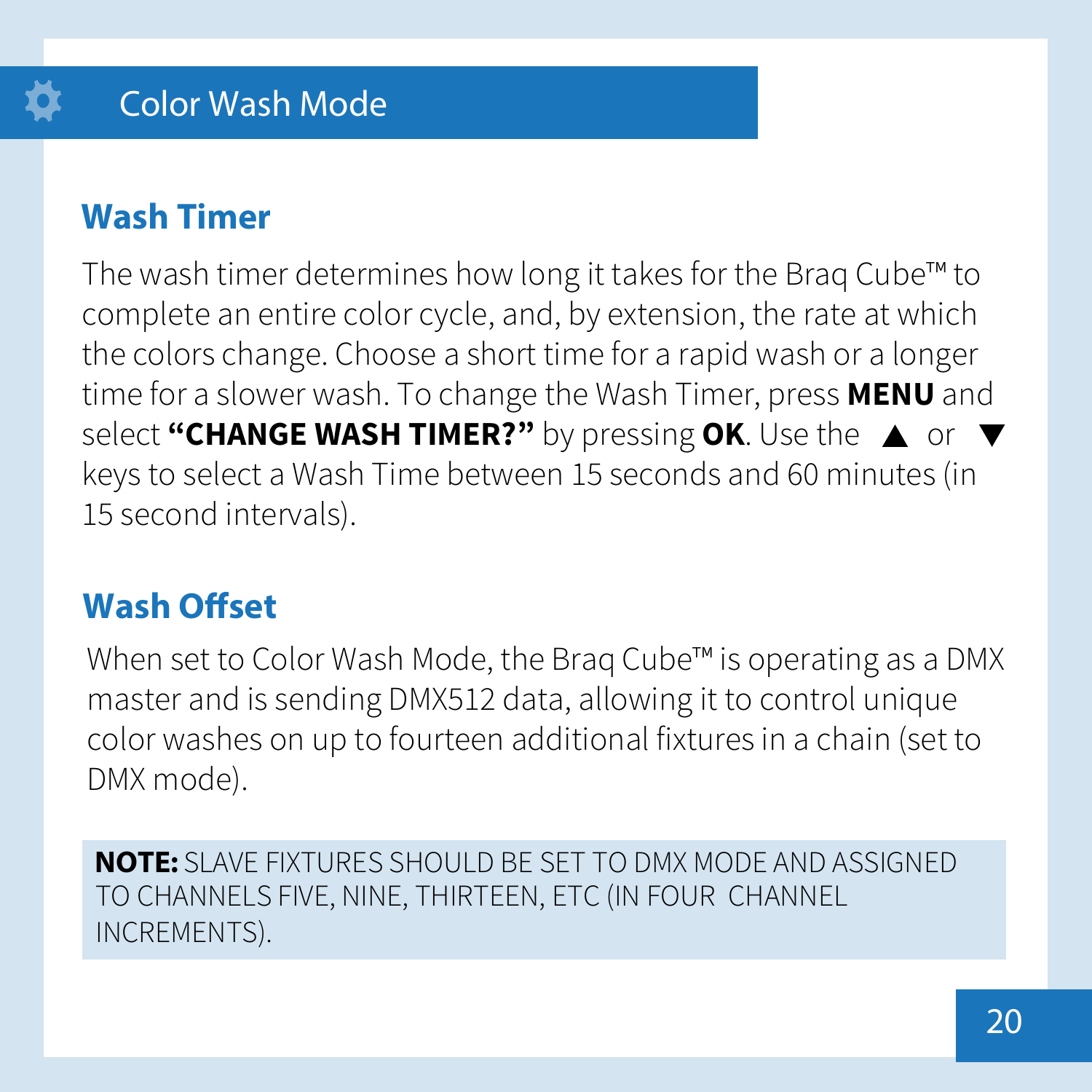# Color Wash Mode

## Wash Timer

The wash timer determines how long it takes for the Braq Cube™ to complete an entire color cycle, and, by extension, the rate at which the colors change. Choose a short time for a rapid wash or a longer time for a slower wash. To change the Wash Timer, press **MENU** and select **"CHANGE WASH TIMER?"** by pressing **OK**. Use the ▲ or ▼ keys to select a Wash Time between 15 seconds and 60 minutes (in 15 second intervals).

## Wash Offset

When set to Color Wash Mode, the Braq Cube™ is operating as a DMX master and is sending DMX512 data, allowing it to control unique color washes on up to fourteen additional fixtures in a chain (set to DMX mode).

**NOTE:** SLAVE FIXTURES SHOULD BE SET TO DMX MODE AND ASSIGNED TO CHANNELS FIVE, NINE, THIRTEEN, ETC (IN FOUR CHANNEL INCREMENTS).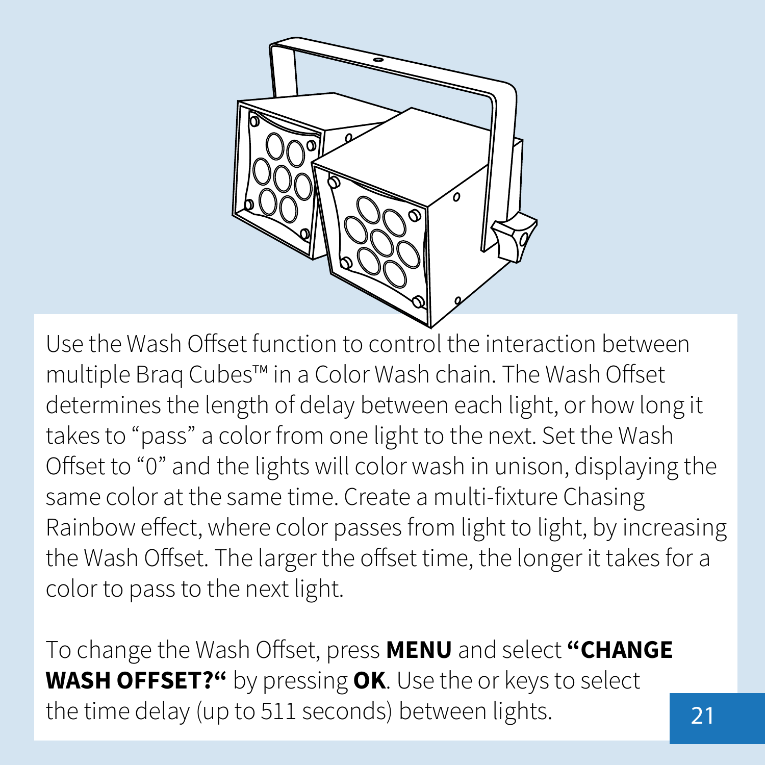Use the Wash Offset function to control the interaction between multiple Braq Cubes™ in a Color Wash chain. The Wash Offset determines the length of delay between each light, or how long it takes to "pass" a color from one light to the next. Set the Wash Offset to "0" and the lights will color wash in unison, displaying the same color at the same time. Create a multi-fixture Chasing Rainbow effect, where color passes from light to light, by increasing the Wash Offset. The larger the offset time, the longer it takes for a color to pass to the next light.

To change the Wash Offset, press **MENU** and select **"CHANGE WASH OFFSET?"** by pressing **OK**. Use the or keys to select the time delay (up to 511 seconds) between lights.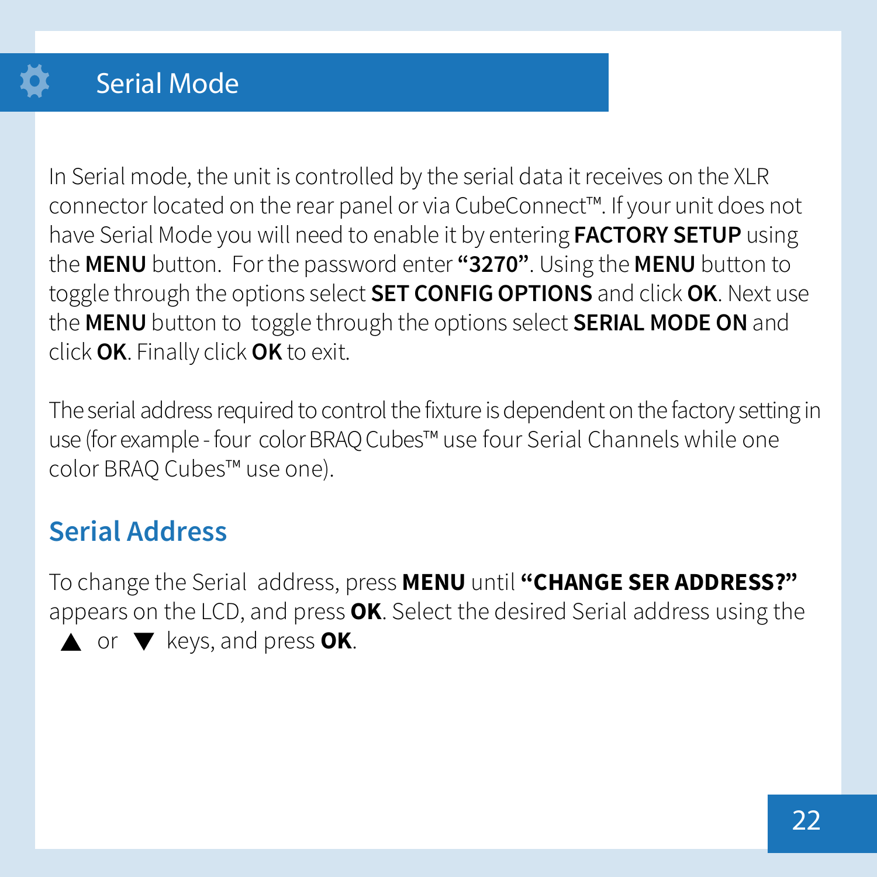# Serial Mode

In Serial mode, the unit is controlled by the serial data it receives on the XLR connector located on the rear panel or via CubeConnect™. If your unit does not have Serial Mode you will need to enable it by entering **FACTORY SETUP** using the **MENU** button. For the password enter **“3270”**. Using the **MENU** button to toggle through the options select **SET CONFIG OPTIONS** and click **OK**. Next use the **MENU** button to toggle through the options select **SERIAL MODE ON** and click **OK**. Finally click **OK** to exit.

The serial address required to control the fixture is dependent on the factory setting in use (for example - four color BRAQ Cubes™ use four Serial Channels while one color BRAQ Cubes™ use one).

## Serial Address

To change the Serial address, press **MENU** until **“CHANGE SER ADDRESS?”** appears on the LCD, and press **OK**. Select the desired Serial address using the ▲ or ▼ keys, and press **OK**.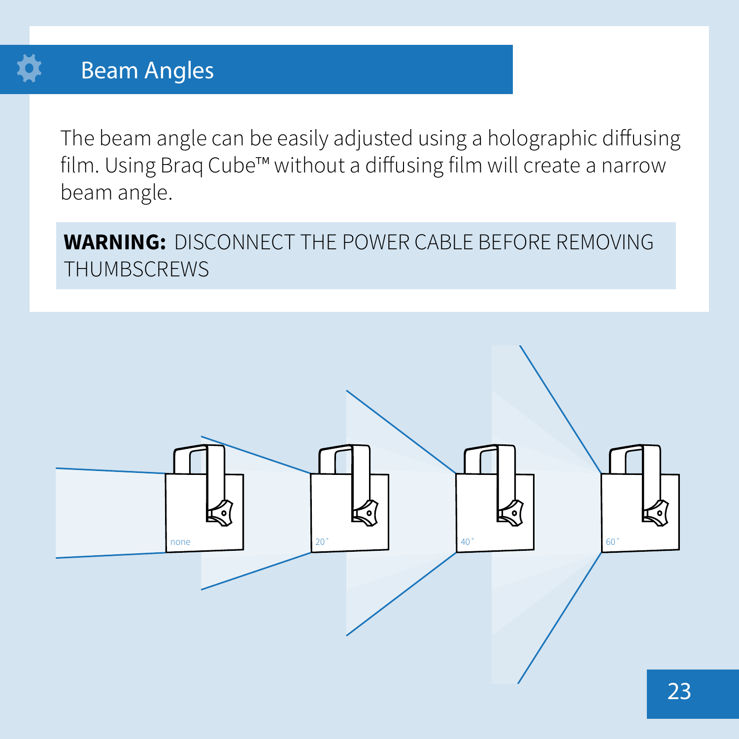# Beam Angles

The beam angle can be easily adjusted using a holographic diffusing film. Using Braq Cube™ without a diffusing film will create a narrow beam angle.

**WARNING:** DISCONNECT THE POWER CABLE BEFORE REMOVING THUMBSCREWS

none

20˚

40˚

60˚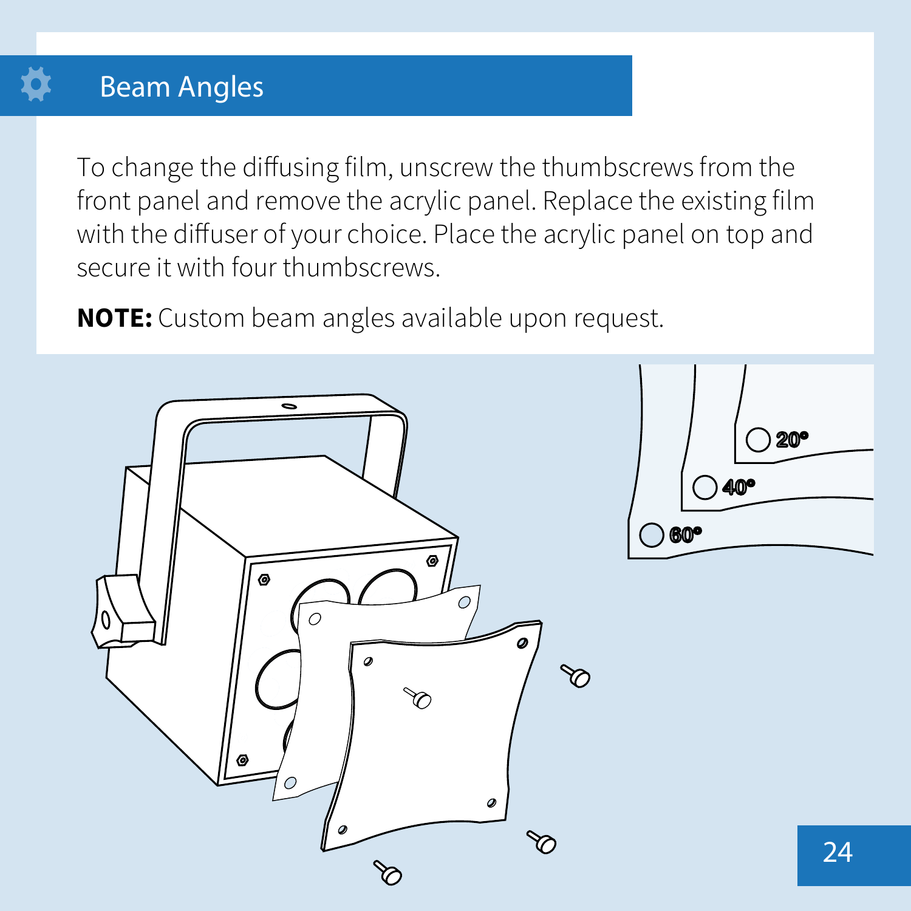# Beam Angles

To change the diffusing film, unscrew the thumbscrews from the front panel and remove the acrylic panel. Replace the existing film with the diffuser of your choice. Place the acrylic panel on top and secure it with four thumbscrews.

**NOTE:** Custom beam angles available upon request.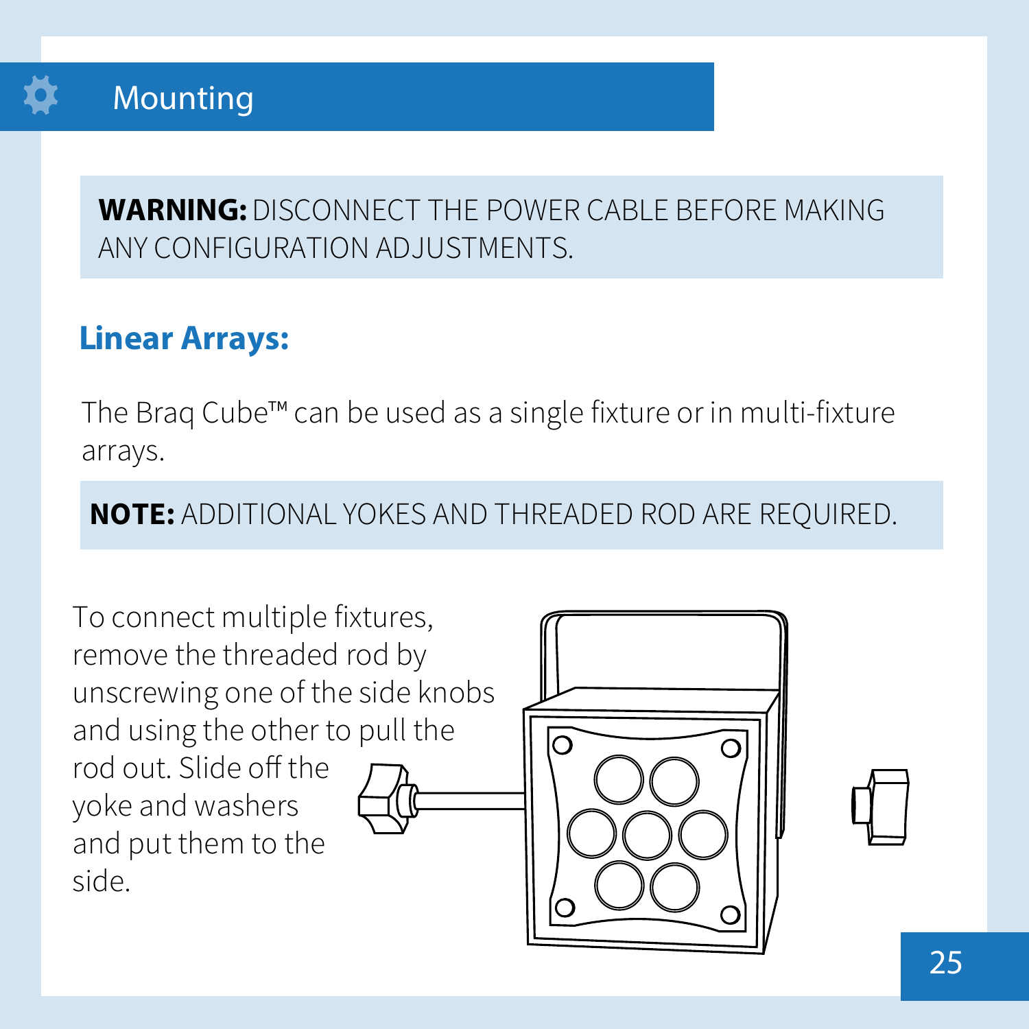# Mounting

**WARNING:** DISCONNECT THE POWER CABLE BEFORE MAKING ANY CONFIGURATION ADJUSTMENTS.

## Linear Arrays:

The Braq Cube™ can be used as a single fixture or in multi-fixture arrays.

**NOTE:** ADDITIONAL YOKES AND THREADED ROD ARE REQUIRED.

To connect multiple fixtures, remove the threaded rod by unscrewing one of the side knobs and using the other to pull the rod out. Slide off the yoke and washers and put them to the side.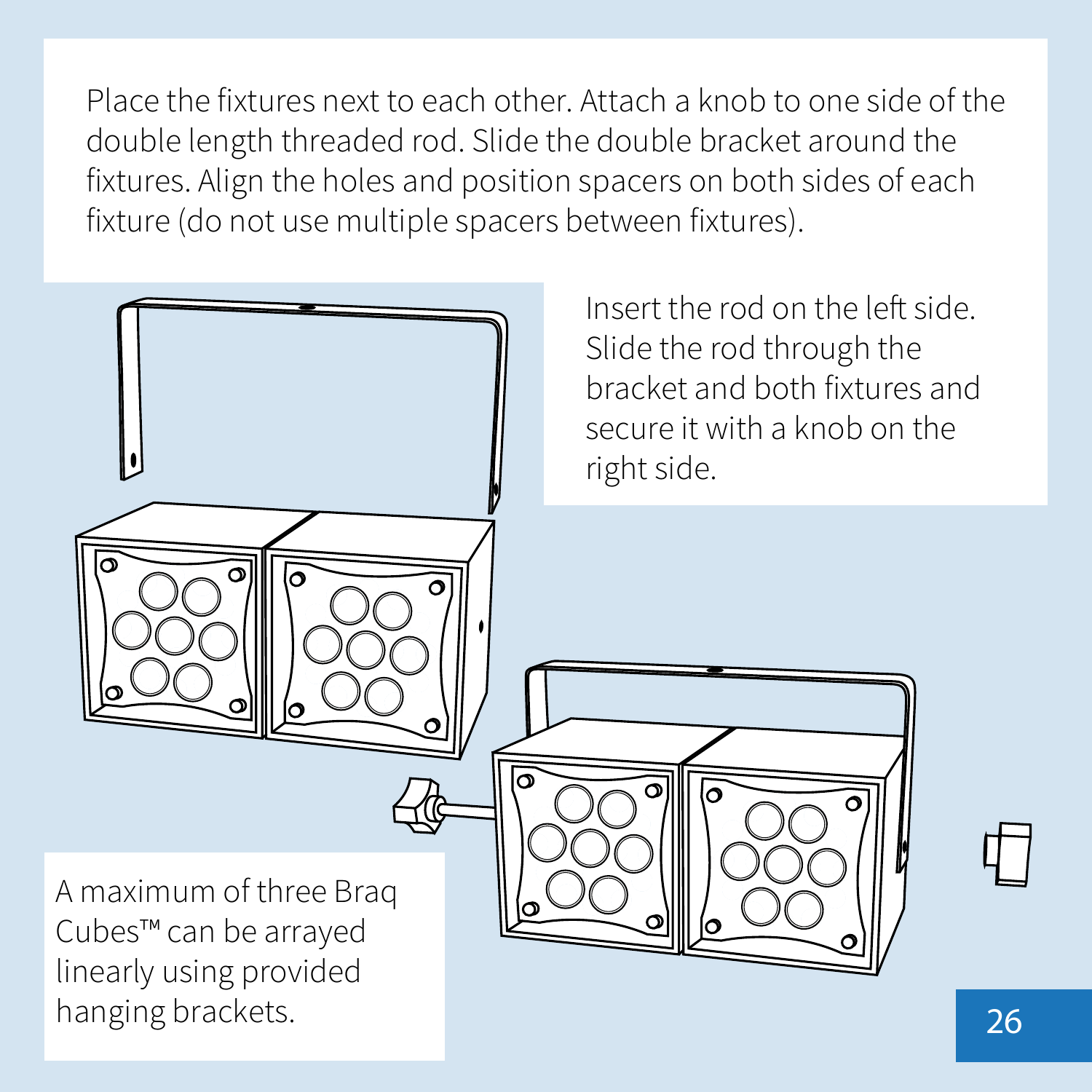Place the fixtures next to each other. Attach a knob to one side of the double length threaded rod. Slide the double bracket around the fixtures. Align the holes and position spacers on both sides of each fixture (do not use multiple spacers between fixtures).

Insert the rod on the left side. Slide the rod through the bracket and both fixtures and secure it with a knob on the right side.

A maximum of three Braq Cubes™ can be arrayed linearly using provided hanging brackets.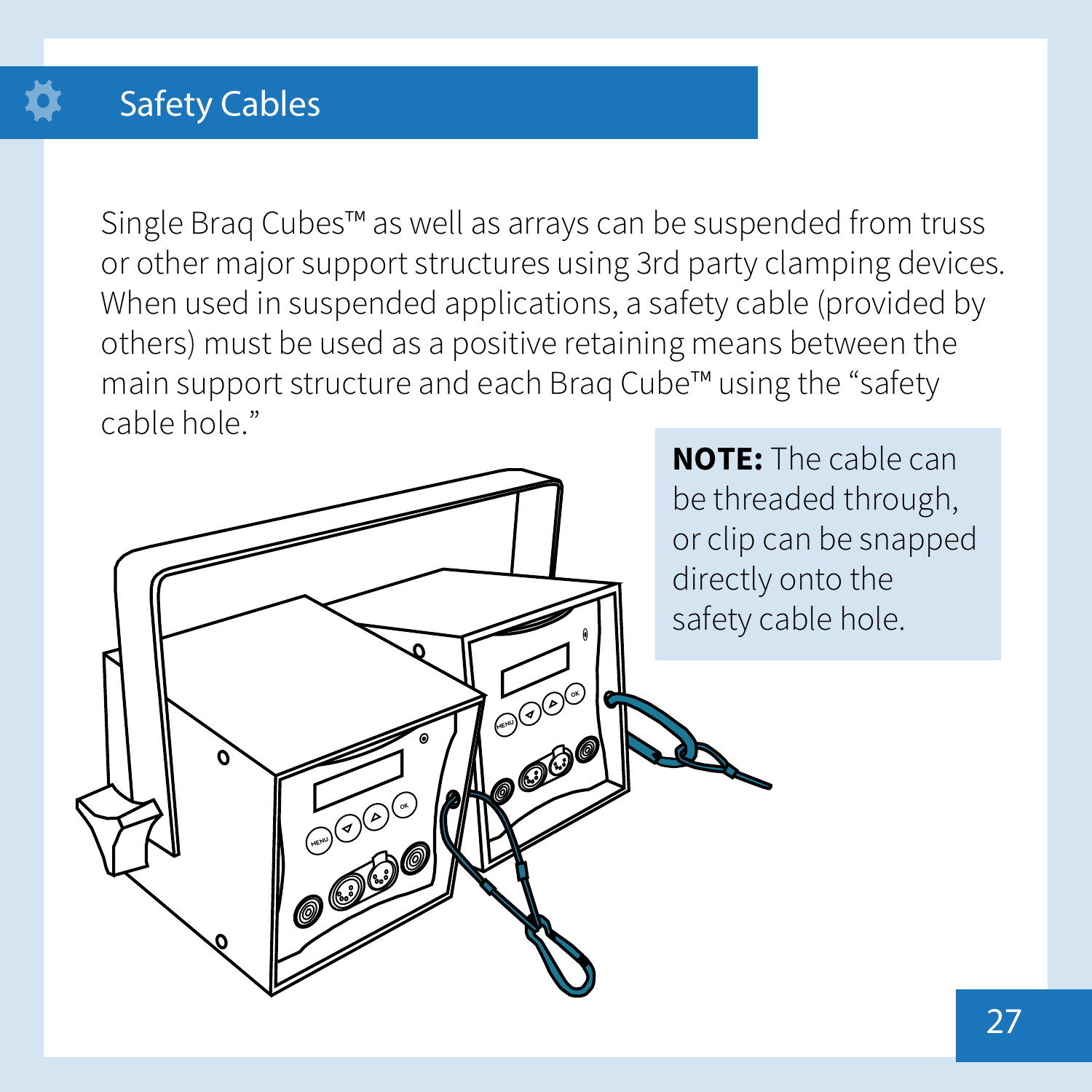## Safety Cables

Single Braq Cubes™ as well as arrays can be suspended from truss or other major support structures using 3rd party clamping devices. When used in suspended applications, a safety cable (provided by others) must be used as a positive retaining means between the main support structure and each Braq Cube™ using the "safety cable hole."

**NOTE:** The cable can be threaded through, or clip can be snapped directly onto the safety cable hole.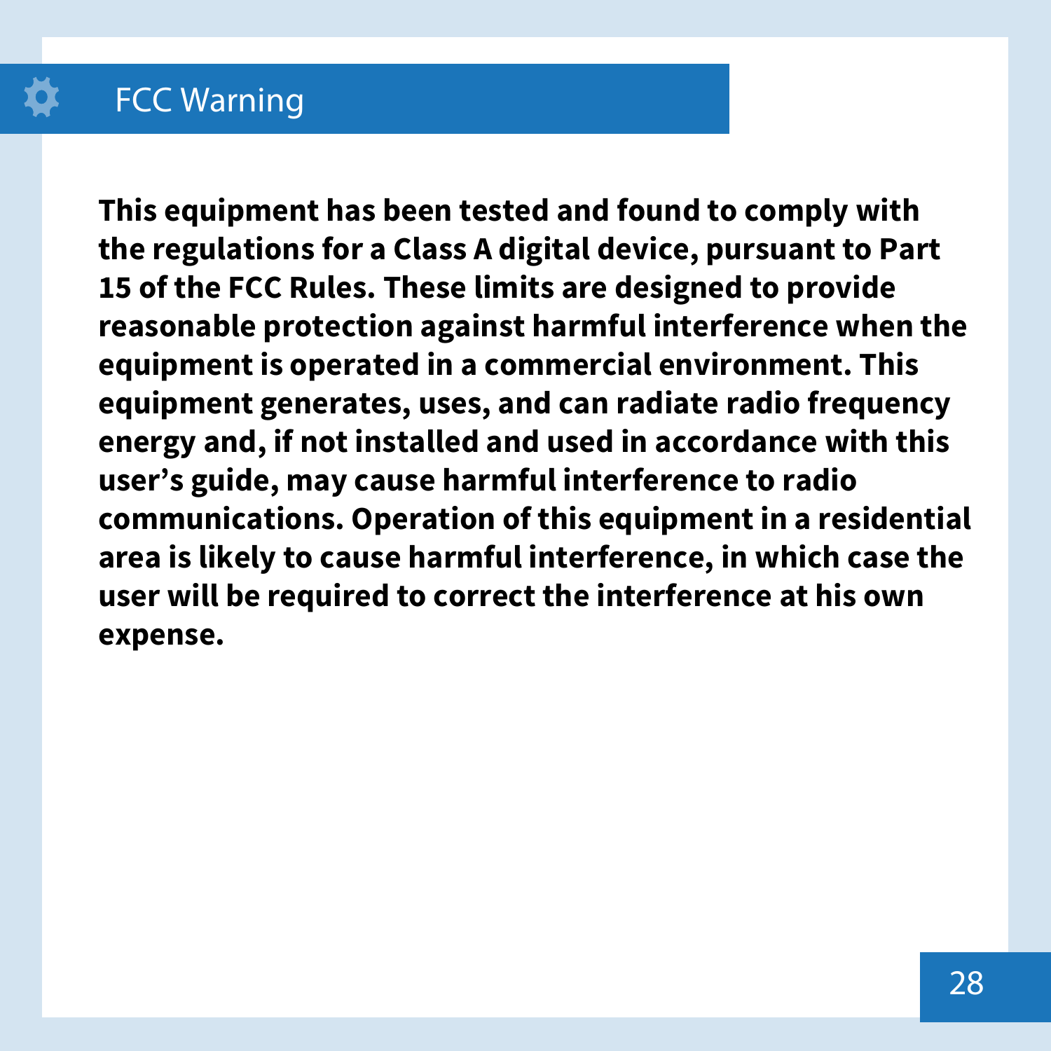## FCC Warning

**This equipment has been tested and found to comply with the regulations for a Class A digital device, pursuant to Part 15 of the FCC Rules. These limits are designed to provide reasonable protection against harmful interference when the equipment is operated in a commercial environment. This equipment generates, uses, and can radiate radio frequency energy and, if not installed and used in accordance with this user's guide, may cause harmful interference to radio communications. Operation of this equipment in a residential area is likely to cause harmful interference, in which case the user will be required to correct the interference at his own expense.**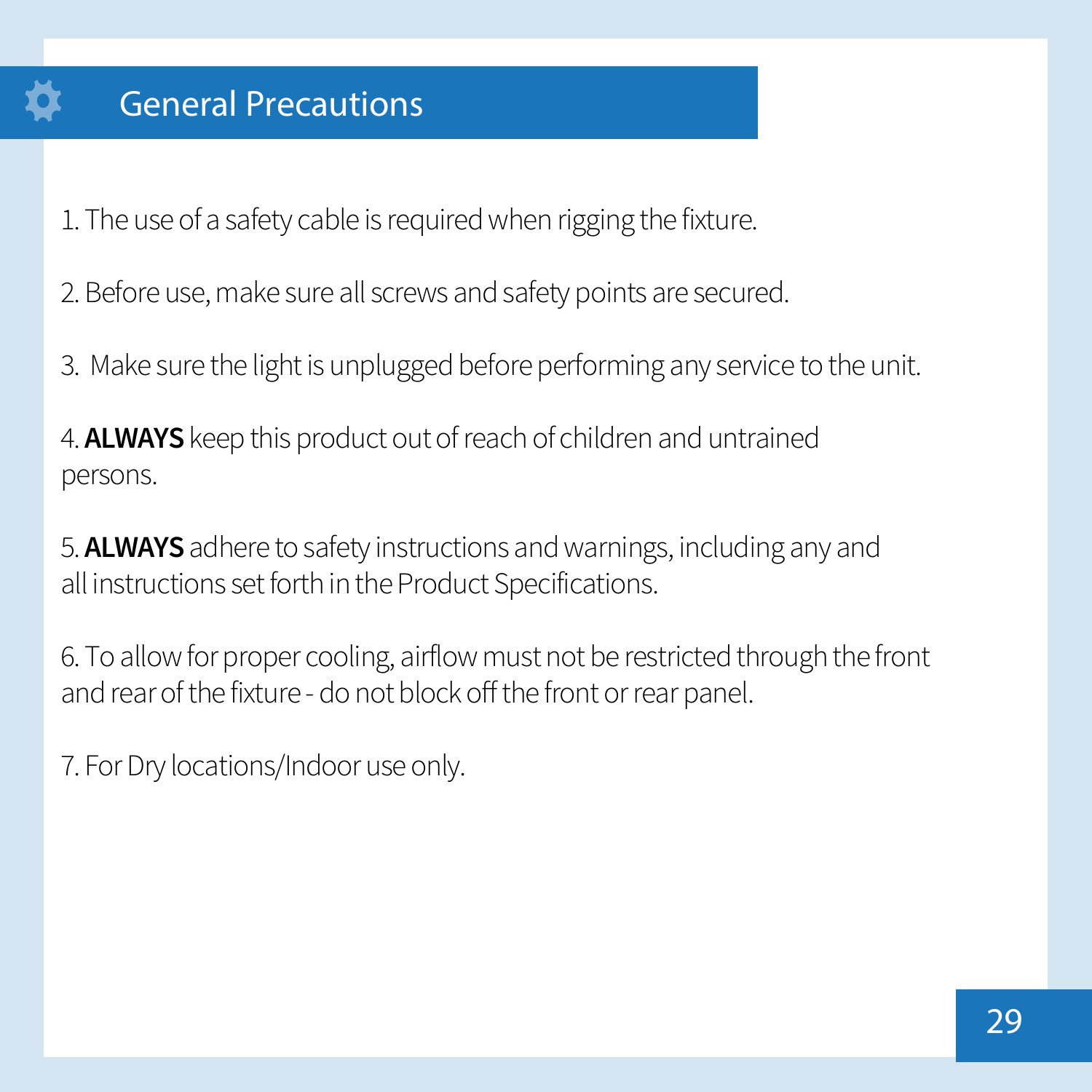# General Precautions

1. The use of a safety cable is required when rigging the fixture.

2. Before use, make sure all screws and safety points are secured.

3. Make sure the light is unplugged before performing any service to the unit.

4. **ALWAYS** keep this product out of reach of children and untrained persons.

5. **ALWAYS** adhere to safety instructions and warnings, including any and all instructions set forth in the Product Specifications.

6. To allow for proper cooling, airflow must not be restricted through the front and rear of the fixture - do not block off the front or rear panel.

7. For Dry locations/Indoor use only.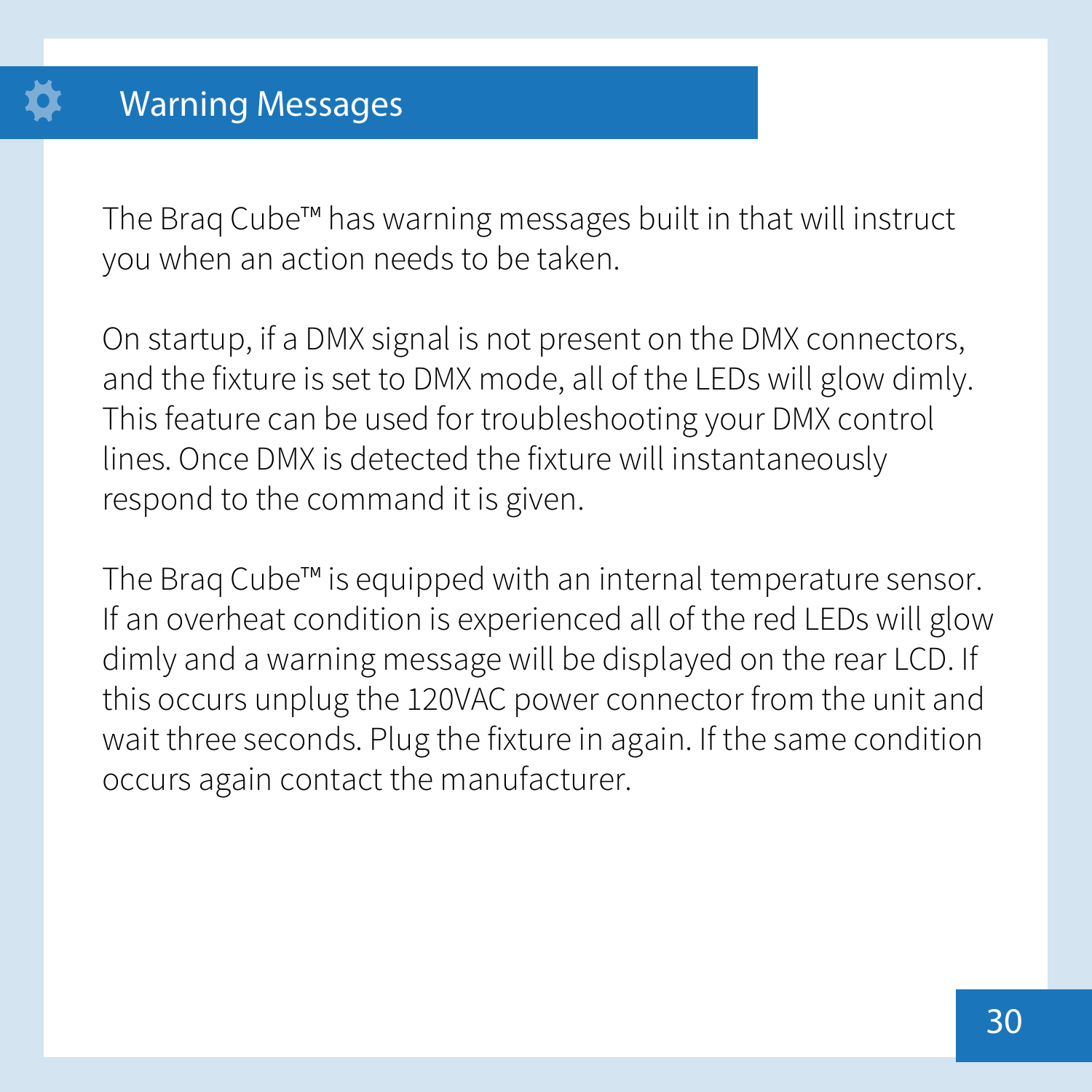# Warning Messages

The Braq Cube™ has warning messages built in that will instruct you when an action needs to be taken.

On startup, if a DMX signal is not present on the DMX connectors, and the fixture is set to DMX mode, all of the LEDs will glow dimly. This feature can be used for troubleshooting your DMX control lines. Once DMX is detected the fixture will instantaneously respond to the command it is given.

The Braq Cube™ is equipped with an internal temperature sensor. If an overheat condition is experienced all of the red LEDs will glow dimly and a warning message will be displayed on the rear LCD. If this occurs unplug the 120VAC power connector from the unit and wait three seconds. Plug the fixture in again. If the same condition occurs again contact the manufacturer.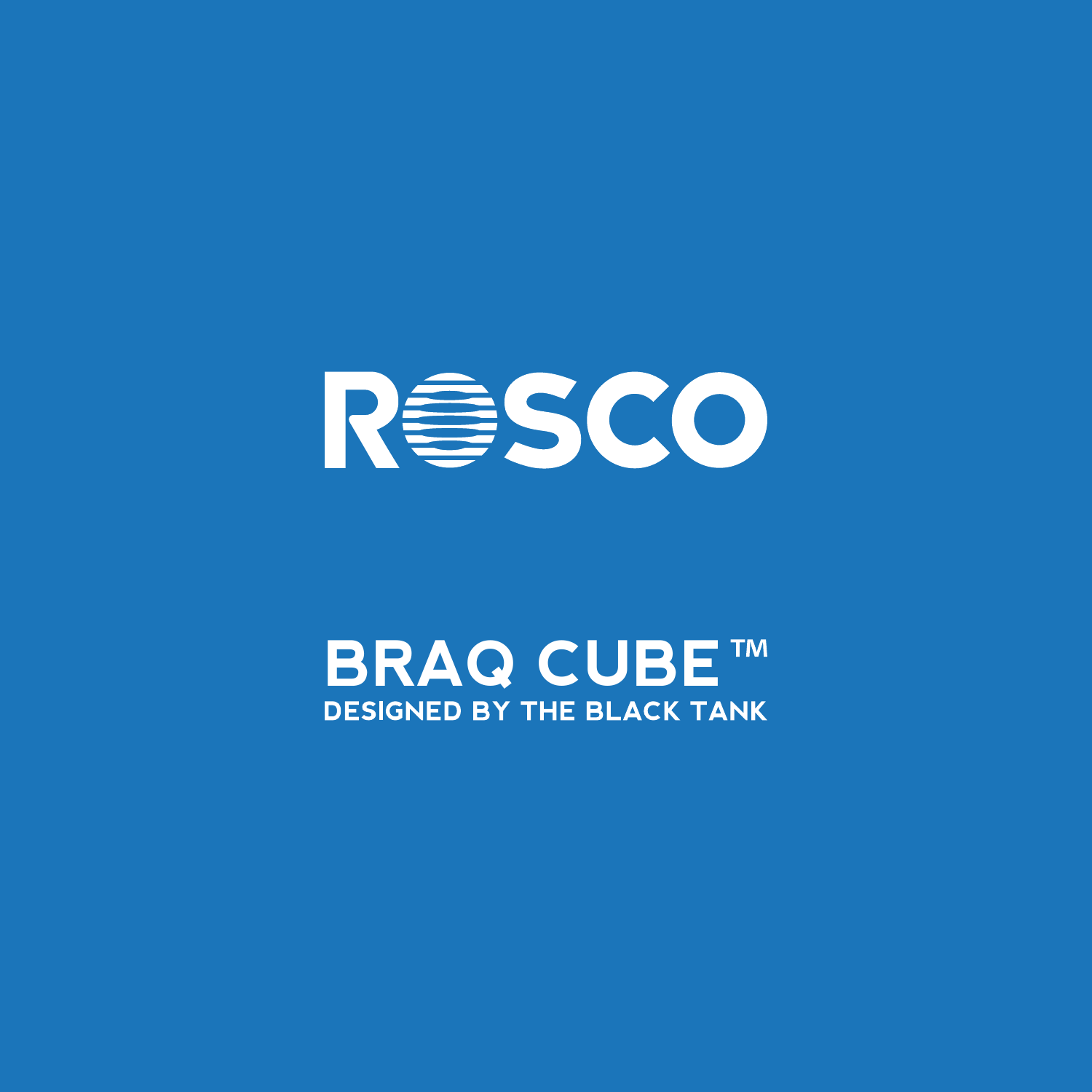# ROSCO

**BRAQ CUBE™**
**DESIGNED BY THE BLACK TANK**